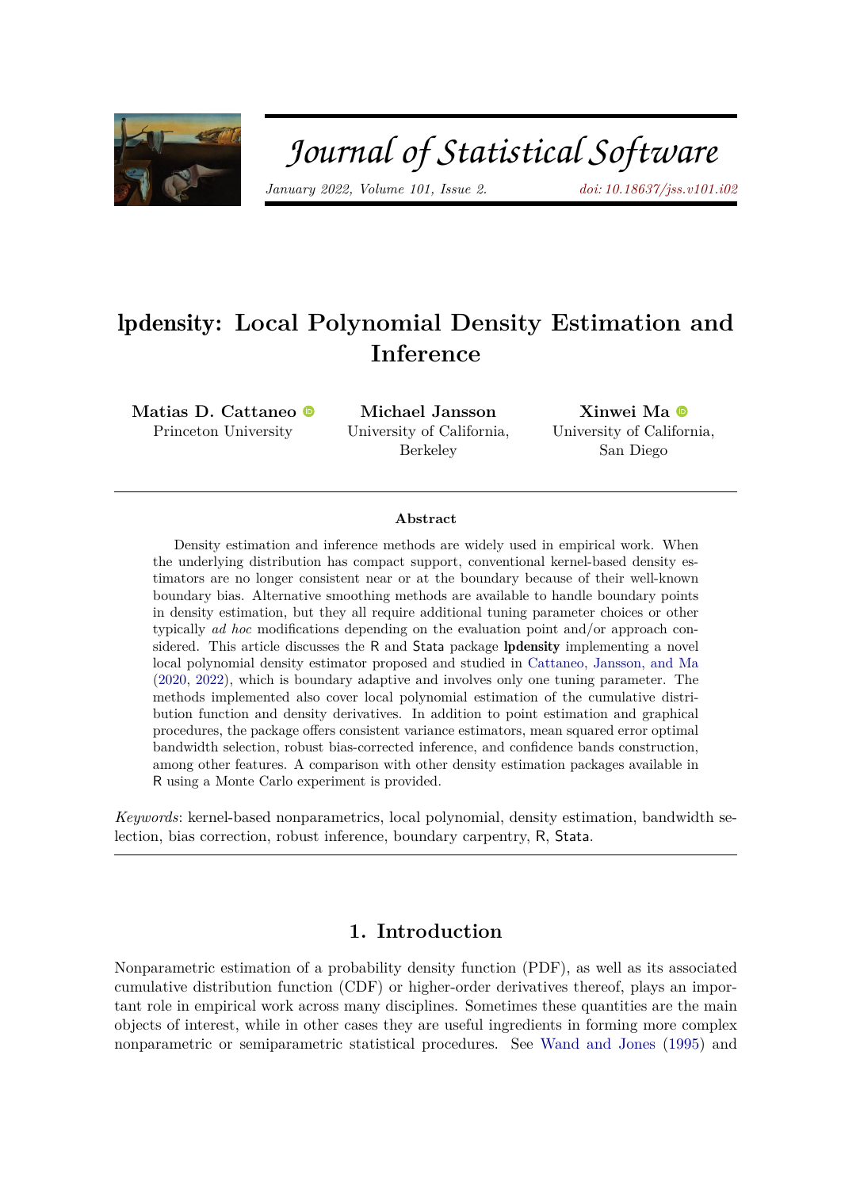# lpdensity: Local Polynomial Density Estimation and Inference

**Matias D. Cattaneo**
Princeton University

**Michael Jansson**
University of California, Berkeley

**Xinwei Ma**
University of California, San Diego

## Abstract

Density estimation and inference methods are widely used in empirical work. When the underlying distribution has compact support, conventional kernel-based density estimators are no longer consistent near or at the boundary because of their well-known boundary bias. Alternative smoothing methods are available to handle boundary points in density estimation, but they all require additional tuning parameter choices or other typically *ad hoc* modifications depending on the evaluation point and/or approach considered. This article discusses the R and Stata package **lpdensity** implementing a novel local polynomial density estimator proposed and studied in Cattaneo, Jansson, and Ma (2020, 2022), which is boundary adaptive and involves only one tuning parameter. The methods implemented also cover local polynomial estimation of the cumulative distribution function and density derivatives. In addition to point estimation and graphical procedures, the package offers consistent variance estimators, mean squared error optimal bandwidth selection, robust bias-corrected inference, and confidence bands construction, among other features. A comparison with other density estimation packages available in R using a Monte Carlo experiment is provided.

*Keywords*: kernel-based nonparametrics, local polynomial, density estimation, bandwidth selection, bias correction, robust inference, boundary carpentry, R, Stata.

## 1. Introduction

Nonparametric estimation of a probability density function (PDF), as well as its associated cumulative distribution function (CDF) or higher-order derivatives thereof, plays an important role in empirical work across many disciplines. Sometimes these quantities are the main objects of interest, while in other cases they are useful ingredients in forming more complex nonparametric or semiparametric statistical procedures. See Wand and Jones (1995) and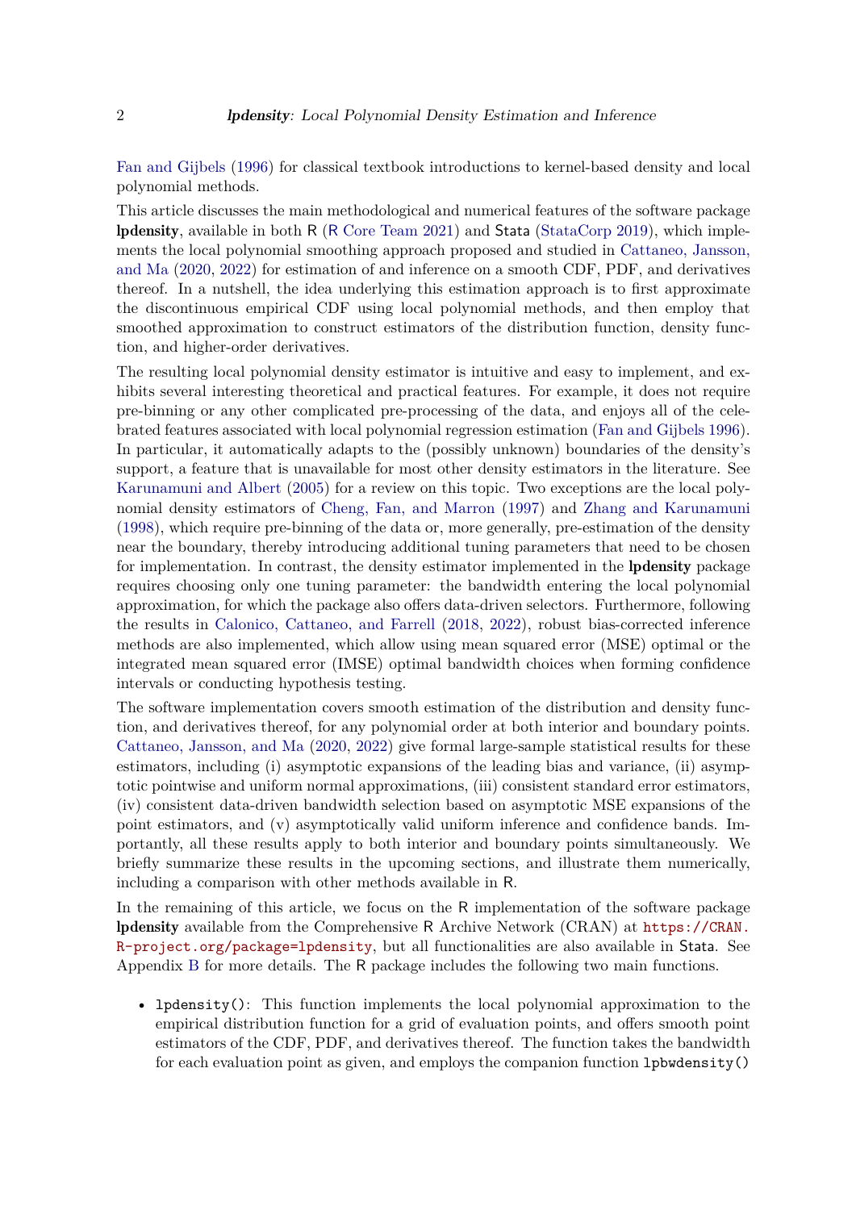Fan and Gijbels (1996) for classical textbook introductions to kernel-based density and local polynomial methods.

This article discusses the main methodological and numerical features of the software package **lpdensity**, available in both R (R Core Team 2021) and Stata (StataCorp 2019), which implements the local polynomial smoothing approach proposed and studied in Cattaneo, Jansson, and Ma (2020, 2022) for estimation of and inference on a smooth CDF, PDF, and derivatives thereof. In a nutshell, the idea underlying this estimation approach is to first approximate the discontinuous empirical CDF using local polynomial methods, and then employ that smoothed approximation to construct estimators of the distribution function, density function, and higher-order derivatives.

The resulting local polynomial density estimator is intuitive and easy to implement, and exhibits several interesting theoretical and practical features. For example, it does not require pre-binning or any other complicated pre-processing of the data, and enjoys all of the celebrated features associated with local polynomial regression estimation (Fan and Gijbels 1996). In particular, it automatically adapts to the (possibly unknown) boundaries of the density's support, a feature that is unavailable for most other density estimators in the literature. See Karunamuni and Albert (2005) for a review on this topic. Two exceptions are the local polynomial density estimators of Cheng, Fan, and Marron (1997) and Zhang and Karunamuni (1998), which require pre-binning of the data or, more generally, pre-estimation of the density near the boundary, thereby introducing additional tuning parameters that need to be chosen for implementation. In contrast, the density estimator implemented in the **lpdensity** package requires choosing only one tuning parameter: the bandwidth entering the local polynomial approximation, for which the package also offers data-driven selectors. Furthermore, following the results in Calonico, Cattaneo, and Farrell (2018, 2022), robust bias-corrected inference methods are also implemented, which allow using mean squared error (MSE) optimal or the integrated mean squared error (IMSE) optimal bandwidth choices when forming confidence intervals or conducting hypothesis testing.

The software implementation covers smooth estimation of the distribution and density function, and derivatives thereof, for any polynomial order at both interior and boundary points. Cattaneo, Jansson, and Ma (2020, 2022) give formal large-sample statistical results for these estimators, including (i) asymptotic expansions of the leading bias and variance, (ii) asymptotic pointwise and uniform normal approximations, (iii) consistent standard error estimators, (iv) consistent data-driven bandwidth selection based on asymptotic MSE expansions of the point estimators, and (v) asymptotically valid uniform inference and confidence bands. Importantly, all these results apply to both interior and boundary points simultaneously. We briefly summarize these results in the upcoming sections, and illustrate them numerically, including a comparison with other methods available in R.

In the remaining of this article, we focus on the R implementation of the software package **lpdensity** available from the Comprehensive R Archive Network (CRAN) at `https://CRAN.R-project.org/package=lpdensity`, but all functionalities are also available in Stata. See Appendix B for more details. The R package includes the following two main functions.

- `lpdensity()`: This function implements the local polynomial approximation to the empirical distribution function for a grid of evaluation points, and offers smooth point estimators of the CDF, PDF, and derivatives thereof. The function takes the bandwidth for each evaluation point as given, and employs the companion function `lpbwdensity()`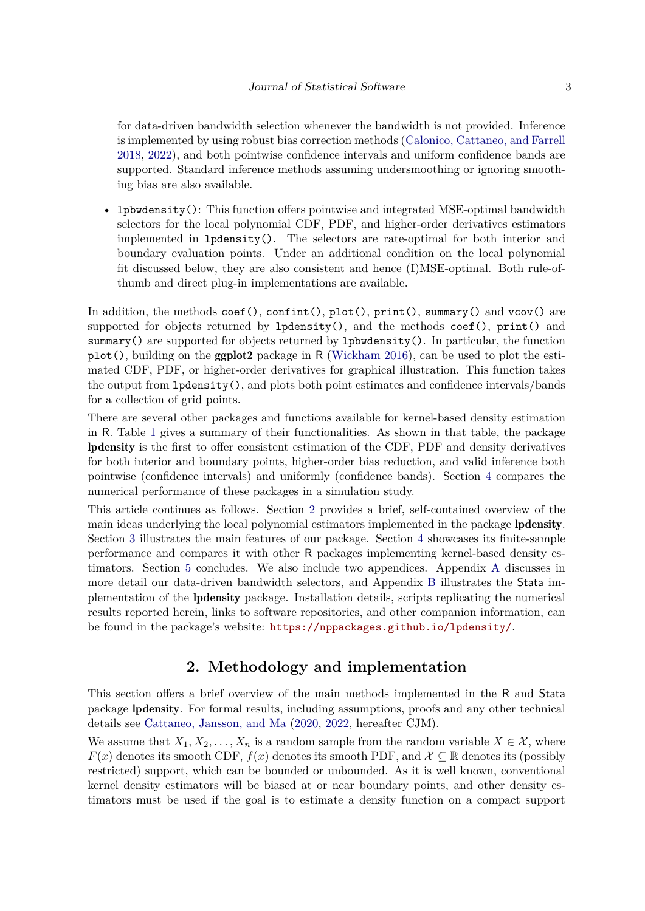for data-driven bandwidth selection whenever the bandwidth is not provided. Inference is implemented by using robust bias correction methods (Calonico, Cattaneo, and Farrell 2018, 2022), and both pointwise confidence intervals and uniform confidence bands are supported. Standard inference methods assuming undersmoothing or ignoring smoothing bias are also available.

- `lpbwdensity()`: This function offers pointwise and integrated MSE-optimal bandwidth selectors for the local polynomial CDF, PDF, and higher-order derivatives estimators implemented in `lpdensity()`. The selectors are rate-optimal for both interior and boundary evaluation points. Under an additional condition on the local polynomial fit discussed below, they are also consistent and hence (I)MSE-optimal. Both rule-of-thumb and direct plug-in implementations are available.

In addition, the methods `coef()`, `confint()`, `plot()`, `print()`, `summary()` and `vcov()` are supported for objects returned by `lpdensity()`, and the methods `coef()`, `print()` and `summary()` are supported for objects returned by `lpbwdensity()`. In particular, the function `plot()`, building on the **ggplot2** package in R (Wickham 2016), can be used to plot the estimated CDF, PDF, or higher-order derivatives for graphical illustration. This function takes the output from `lpdensity()`, and plots both point estimates and confidence intervals/bands for a collection of grid points.

There are several other packages and functions available for kernel-based density estimation in R. Table 1 gives a summary of their functionalities. As shown in that table, the package **lpdensity** is the first to offer consistent estimation of the CDF, PDF and density derivatives for both interior and boundary points, higher-order bias reduction, and valid inference both pointwise (confidence intervals) and uniformly (confidence bands). Section 4 compares the numerical performance of these packages in a simulation study.

This article continues as follows. Section 2 provides a brief, self-contained overview of the main ideas underlying the local polynomial estimators implemented in the package **lpdensity**. Section 3 illustrates the main features of our package. Section 4 showcases its finite-sample performance and compares it with other R packages implementing kernel-based density estimators. Section 5 concludes. We also include two appendices. Appendix A discusses in more detail our data-driven bandwidth selectors, and Appendix B illustrates the Stata implementation of the **lpdensity** package. Installation details, scripts replicating the numerical results reported herein, links to software repositories, and other companion information, can be found in the package's website: https://nppackages.github.io/lpdensity/.

## 2. Methodology and implementation

This section offers a brief overview of the main methods implemented in the R and Stata package **lpdensity**. For formal results, including assumptions, proofs and any other technical details see Cattaneo, Jansson, and Ma (2020, 2022, hereafter CJM).

We assume that $X_1, X_2, \ldots, X_n$ is a random sample from the random variable $X \in \mathcal{X}$, where $F(x)$ denotes its smooth CDF, $f(x)$ denotes its smooth PDF, and $\mathcal{X} \subseteq \mathbb{R}$ denotes its (possibly restricted) support, which can be bounded or unbounded. As it is well known, conventional kernel density estimators will be biased at or near boundary points, and other density estimators must be used if the goal is to estimate a density function on a compact support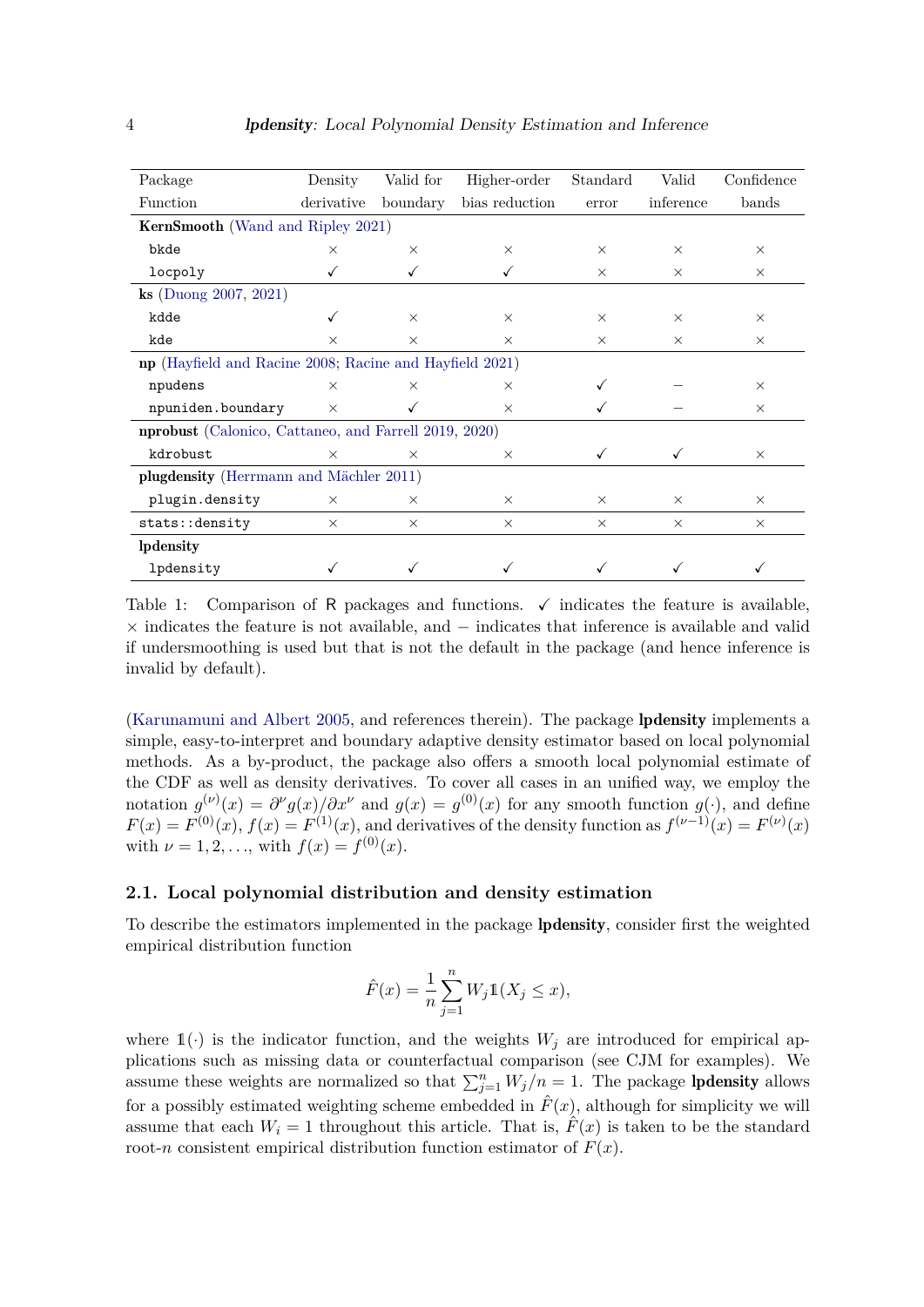| Package Function | Density derivative | Valid for boundary | Higher-order bias reduction | Standard error | Valid inference | Confidence bands |
|---|---|---|---|---|---|---|
| **KernSmooth** (Wand and Ripley 2021) | | | | | | |
| `bkde` | × | × | × | × | × | × |
| `locpoly` | ✓ | ✓ | ✓ | × | × | × |
| **ks** (Duong 2007, 2021) | | | | | | |
| `kdde` | ✓ | × | × | × | × | × |
| `kde` | × | × | × | × | × | × |
| **np** (Hayfield and Racine 2008; Racine and Hayfield 2021) | | | | | | |
| `npudens` | × | × | × | ✓ | − | × |
| `npuniden.boundary` | × | ✓ | × | ✓ | − | × |
| **nprobust** (Calonico, Cattaneo, and Farrell 2019, 2020) | | | | | | |
| `kdrobust` | × | × | × | ✓ | ✓ | × |
| **plugdensity** (Herrmann and Mächler 2011) | | | | | | |
| `plugin.density` | × | × | × | × | × | × |
| `stats::density` | × | × | × | × | × | × |
| **lpdensity** | | | | | | |
| `lpdensity` | ✓ | ✓ | ✓ | ✓ | ✓ | ✓ |

Table 1: Comparison of R packages and functions. ✓ indicates the feature is available, × indicates the feature is not available, and − indicates that inference is available and valid if undersmoothing is used but that is not the default in the package (and hence inference is invalid by default).

(Karunamuni and Albert 2005, and references therein). The package **lpdensity** implements a simple, easy-to-interpret and boundary adaptive density estimator based on local polynomial methods. As a by-product, the package also offers a smooth local polynomial estimate of the CDF as well as density derivatives. To cover all cases in an unified way, we employ the notation $g^{(\nu)}(x) = \partial^\nu g(x)/\partial x^\nu$ and $g(x) = g^{(0)}(x)$ for any smooth function $g(\cdot)$, and define $F(x) = F^{(0)}(x)$, $f(x) = F^{(1)}(x)$, and derivatives of the density function as $f^{(\nu-1)}(x) = F^{(\nu)}(x)$ with $\nu = 1, 2, \ldots$, with $f(x) = f^{(0)}(x)$.

### 2.1. Local polynomial distribution and density estimation

To describe the estimators implemented in the package **lpdensity**, consider first the weighted empirical distribution function

$$\hat{F}(x) = \frac{1}{n}\sum_{j=1}^{n} W_j \mathbb{1}(X_j \le x),$$

where $\mathbb{1}(\cdot)$ is the indicator function, and the weights $W_j$ are introduced for empirical applications such as missing data or counterfactual comparison (see CJM for examples). We assume these weights are normalized so that $\sum_{j=1}^{n} W_j/n = 1$. The package **lpdensity** allows for a possibly estimated weighting scheme embedded in $\hat{F}(x)$, although for simplicity we will assume that each $W_i = 1$ throughout this article. That is, $\hat{F}(x)$ is taken to be the standard root-$n$ consistent empirical distribution function estimator of $F(x)$.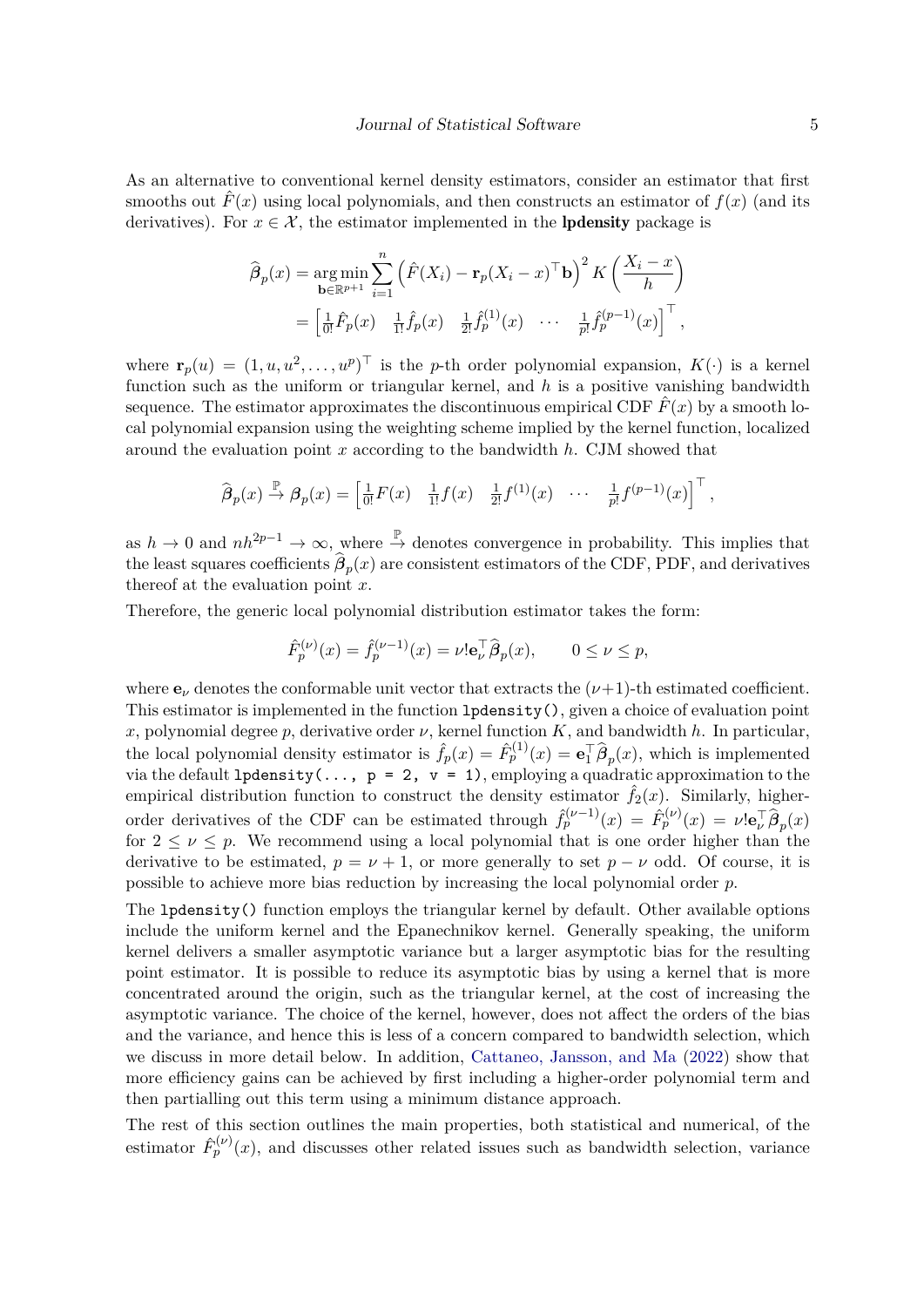As an alternative to conventional kernel density estimators, consider an estimator that first smooths out $\hat{F}(x)$ using local polynomials, and then constructs an estimator of $f(x)$ (and its derivatives). For $x \in \mathcal{X}$, the estimator implemented in the **lpdensity** package is

$$
\begin{aligned}
\widehat{\boldsymbol{\beta}}_p(x) &= \underset{\mathbf{b}\in\mathbb{R}^{p+1}}{\arg\min} \sum_{i=1}^{n} \left( \hat{F}(X_i) - \mathbf{r}_p(X_i - x)^\top \mathbf{b} \right)^2 K\left( \frac{X_i - x}{h} \right) \\
&= \left[ \tfrac{1}{0!}\hat{F}_p(x) \quad \tfrac{1}{1!}\hat{f}_p(x) \quad \tfrac{1}{2!}\hat{f}_p^{(1)}(x) \quad \cdots \quad \tfrac{1}{p!}\hat{f}_p^{(p-1)}(x) \right]^\top,
\end{aligned}
$$

where $\mathbf{r}_p(u) = (1, u, u^2, \ldots, u^p)^\top$ is the $p$-th order polynomial expansion, $K(\cdot)$ is a kernel function such as the uniform or triangular kernel, and $h$ is a positive vanishing bandwidth sequence. The estimator approximates the discontinuous empirical CDF $\hat{F}(x)$ by a smooth local polynomial expansion using the weighting scheme implied by the kernel function, localized around the evaluation point $x$ according to the bandwidth $h$. CJM showed that

$$
\widehat{\boldsymbol{\beta}}_p(x) \xrightarrow{\mathbb{P}} \boldsymbol{\beta}_p(x) = \left[ \tfrac{1}{0!}F(x) \quad \tfrac{1}{1!}f(x) \quad \tfrac{1}{2!}f^{(1)}(x) \quad \cdots \quad \tfrac{1}{p!}f^{(p-1)}(x) \right]^\top,
$$

as $h \to 0$ and $nh^{2p-1} \to \infty$, where $\xrightarrow{\mathbb{P}}$ denotes convergence in probability. This implies that the least squares coefficients $\widehat{\boldsymbol{\beta}}_p(x)$ are consistent estimators of the CDF, PDF, and derivatives thereof at the evaluation point $x$.

Therefore, the generic local polynomial distribution estimator takes the form:

$$
\hat{F}_p^{(\nu)}(x) = \hat{f}_p^{(\nu-1)}(x) = \nu! \mathbf{e}_\nu^\top \widehat{\boldsymbol{\beta}}_p(x), \qquad 0 \le \nu \le p,
$$

where $\mathbf{e}_\nu$ denotes the conformable unit vector that extracts the $(\nu+1)$-th estimated coefficient. This estimator is implemented in the function `lpdensity()`, given a choice of evaluation point $x$, polynomial degree $p$, derivative order $\nu$, kernel function $K$, and bandwidth $h$. In particular, the local polynomial density estimator is $\hat{f}_p(x) = \hat{F}_p^{(1)}(x) = \mathbf{e}_1^\top \widehat{\boldsymbol{\beta}}_p(x)$, which is implemented via the default `lpdensity(..., p = 2, v = 1)`, employing a quadratic approximation to the empirical distribution function to construct the density estimator $\hat{f}_2(x)$. Similarly, higher-order derivatives of the CDF can be estimated through $\hat{f}_p^{(\nu-1)}(x) = \hat{F}_p^{(\nu)}(x) = \nu! \mathbf{e}_\nu^\top \widehat{\boldsymbol{\beta}}_p(x)$ for $2 \le \nu \le p$. We recommend using a local polynomial that is one order higher than the derivative to be estimated, $p = \nu + 1$, or more generally to set $p - \nu$ odd. Of course, it is possible to achieve more bias reduction by increasing the local polynomial order $p$.

The `lpdensity()` function employs the triangular kernel by default. Other available options include the uniform kernel and the Epanechnikov kernel. Generally speaking, the uniform kernel delivers a smaller asymptotic variance but a larger asymptotic bias for the resulting point estimator. It is possible to reduce its asymptotic bias by using a kernel that is more concentrated around the origin, such as the triangular kernel, at the cost of increasing the asymptotic variance. The choice of the kernel, however, does not affect the orders of the bias and the variance, and hence this is less of a concern compared to bandwidth selection, which we discuss in more detail below. In addition, Cattaneo, Jansson, and Ma (2022) show that more efficiency gains can be achieved by first including a higher-order polynomial term and then partialling out this term using a minimum distance approach.

The rest of this section outlines the main properties, both statistical and numerical, of the estimator $\hat{F}_p^{(\nu)}(x)$, and discusses other related issues such as bandwidth selection, variance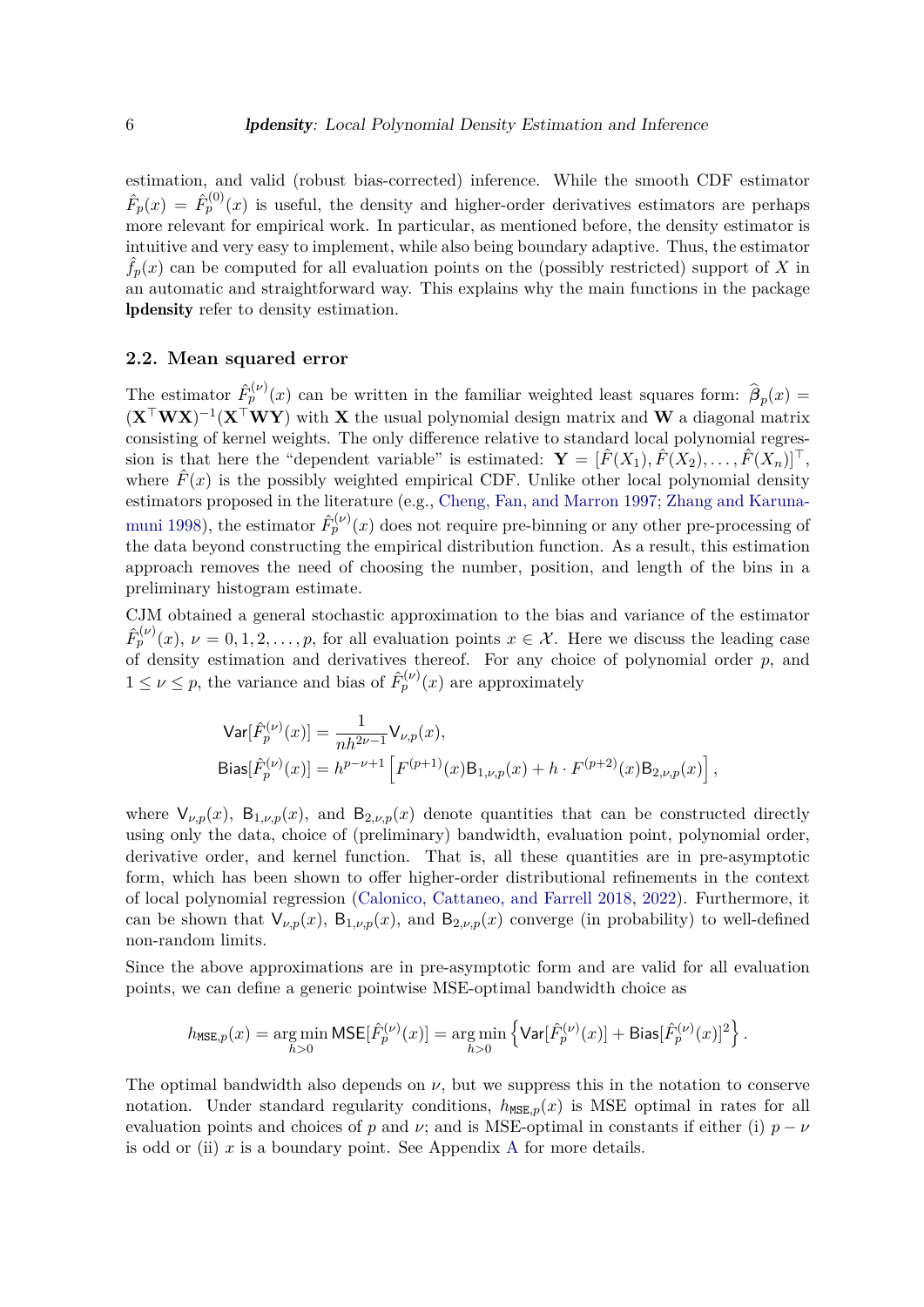estimation, and valid (robust bias-corrected) inference. While the smooth CDF estimator $\hat{F}_p(x) = \hat{F}_p^{(0)}(x)$ is useful, the density and higher-order derivatives estimators are perhaps more relevant for empirical work. In particular, as mentioned before, the density estimator is intuitive and very easy to implement, while also being boundary adaptive. Thus, the estimator $\hat{f}_p(x)$ can be computed for all evaluation points on the (possibly restricted) support of $X$ in an automatic and straightforward way. This explains why the main functions in the package **lpdensity** refer to density estimation.

## 2.2. Mean squared error

The estimator $\hat{F}_p^{(\nu)}(x)$ can be written in the familiar weighted least squares form: $\widehat{\boldsymbol{\beta}}_p(x) = (\mathbf{X}^\top \mathbf{W} \mathbf{X})^{-1}(\mathbf{X}^\top \mathbf{W} \mathbf{Y})$ with $\mathbf{X}$ the usual polynomial design matrix and $\mathbf{W}$ a diagonal matrix consisting of kernel weights. The only difference relative to standard local polynomial regression is that here the "dependent variable" is estimated: $\mathbf{Y} = [\hat{F}(X_1), \hat{F}(X_2), \ldots, \hat{F}(X_n)]^\top$, where $\hat{F}(x)$ is the possibly weighted empirical CDF. Unlike other local polynomial density estimators proposed in the literature (e.g., Cheng, Fan, and Marron 1997; Zhang and Karunamuni 1998), the estimator $\hat{F}_p^{(\nu)}(x)$ does not require pre-binning or any other pre-processing of the data beyond constructing the empirical distribution function. As a result, this estimation approach removes the need of choosing the number, position, and length of the bins in a preliminary histogram estimate.

CJM obtained a general stochastic approximation to the bias and variance of the estimator $\hat{F}_p^{(\nu)}(x)$, $\nu = 0, 1, 2, \ldots, p$, for all evaluation points $x \in \mathcal{X}$. Here we discuss the leading case of density estimation and derivatives thereof. For any choice of polynomial order $p$, and $1 \leq \nu \leq p$, the variance and bias of $\hat{F}_p^{(\nu)}(x)$ are approximately

$$
\begin{aligned}
\mathsf{Var}[\hat{F}_p^{(\nu)}(x)] &= \frac{1}{nh^{2\nu-1}} \mathsf{V}_{\nu,p}(x), \\
\mathsf{Bias}[\hat{F}_p^{(\nu)}(x)] &= h^{p-\nu+1} \left[ F^{(p+1)}(x) \mathsf{B}_{1,\nu,p}(x) + h \cdot F^{(p+2)}(x) \mathsf{B}_{2,\nu,p}(x) \right],
\end{aligned}
$$

where $\mathsf{V}_{\nu,p}(x)$, $\mathsf{B}_{1,\nu,p}(x)$, and $\mathsf{B}_{2,\nu,p}(x)$ denote quantities that can be constructed directly using only the data, choice of (preliminary) bandwidth, evaluation point, polynomial order, derivative order, and kernel function. That is, all these quantities are in pre-asymptotic form, which has been shown to offer higher-order distributional refinements in the context of local polynomial regression (Calonico, Cattaneo, and Farrell 2018, 2022). Furthermore, it can be shown that $\mathsf{V}_{\nu,p}(x)$, $\mathsf{B}_{1,\nu,p}(x)$, and $\mathsf{B}_{2,\nu,p}(x)$ converge (in probability) to well-defined non-random limits.

Since the above approximations are in pre-asymptotic form and are valid for all evaluation points, we can define a generic pointwise MSE-optimal bandwidth choice as

$$
h_{\texttt{MSE},p}(x) = \operatorname*{arg\,min}_{h>0} \mathsf{MSE}[\hat{F}_p^{(\nu)}(x)] = \operatorname*{arg\,min}_{h>0} \left\{ \mathsf{Var}[\hat{F}_p^{(\nu)}(x)] + \mathsf{Bias}[\hat{F}_p^{(\nu)}(x)]^2 \right\}.
$$

The optimal bandwidth also depends on $\nu$, but we suppress this in the notation to conserve notation. Under standard regularity conditions, $h_{\texttt{MSE},p}(x)$ is MSE optimal in rates for all evaluation points and choices of $p$ and $\nu$; and is MSE-optimal in constants if either (i) $p - \nu$ is odd or (ii) $x$ is a boundary point. See Appendix A for more details.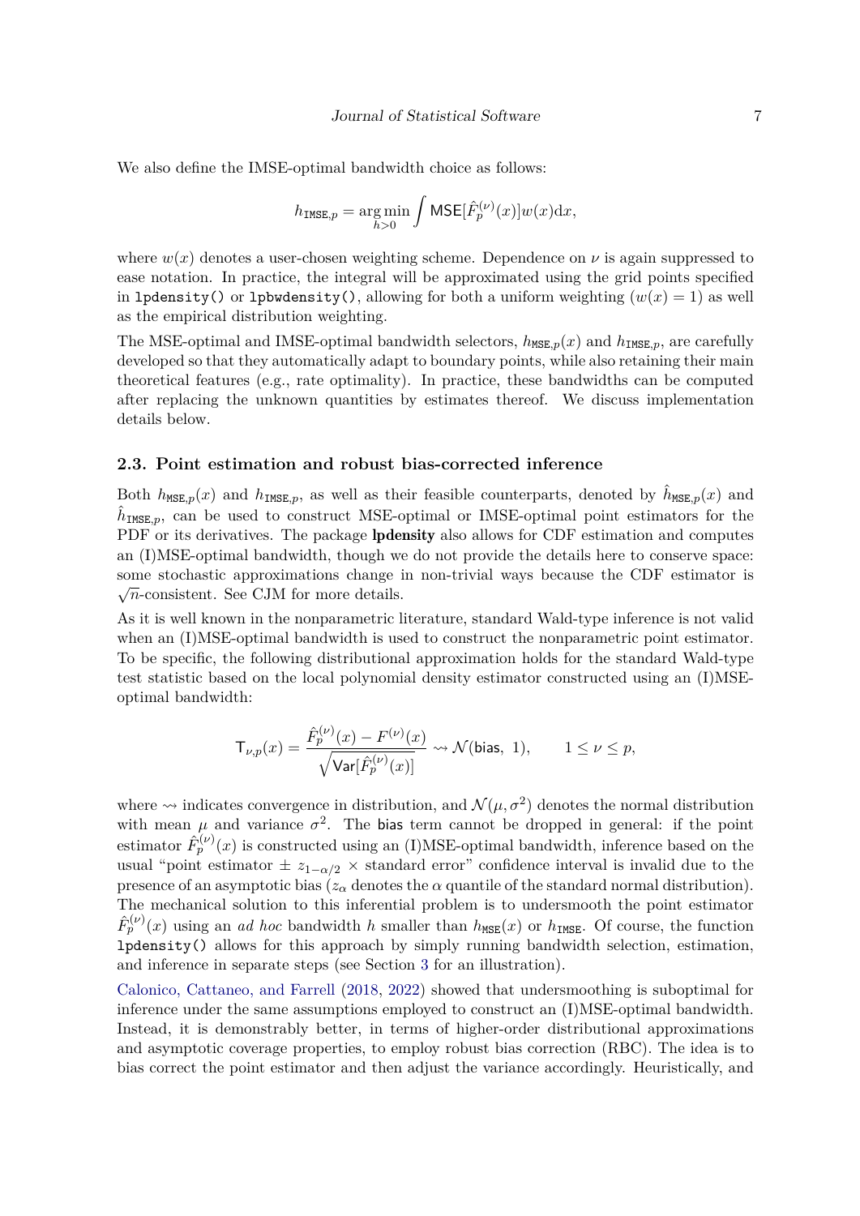We also define the IMSE-optimal bandwidth choice as follows:

$$h_{\texttt{IMSE},p} = \arg\min_{h>0} \int \mathsf{MSE}[\hat{F}_p^{(\nu)}(x)]w(x)\mathrm{d}x,$$

where $w(x)$ denotes a user-chosen weighting scheme. Dependence on $\nu$ is again suppressed to ease notation. In practice, the integral will be approximated using the grid points specified in `lpdensity()` or `lpbwdensity()`, allowing for both a uniform weighting ($w(x) = 1$) as well as the empirical distribution weighting.

The MSE-optimal and IMSE-optimal bandwidth selectors, $h_{\texttt{MSE},p}(x)$ and $h_{\texttt{IMSE},p}$, are carefully developed so that they automatically adapt to boundary points, while also retaining their main theoretical features (e.g., rate optimality). In practice, these bandwidths can be computed after replacing the unknown quantities by estimates thereof. We discuss implementation details below.

### 2.3. Point estimation and robust bias-corrected inference

Both $h_{\texttt{MSE},p}(x)$ and $h_{\texttt{IMSE},p}$, as well as their feasible counterparts, denoted by $\hat{h}_{\texttt{MSE},p}(x)$ and $\hat{h}_{\texttt{IMSE},p}$, can be used to construct MSE-optimal or IMSE-optimal point estimators for the PDF or its derivatives. The package **lpdensity** also allows for CDF estimation and computes an (I)MSE-optimal bandwidth, though we do not provide the details here to conserve space: some stochastic approximations change in non-trivial ways because the CDF estimator is $\sqrt{n}$-consistent. See CJM for more details.

As it is well known in the nonparametric literature, standard Wald-type inference is not valid when an (I)MSE-optimal bandwidth is used to construct the nonparametric point estimator. To be specific, the following distributional approximation holds for the standard Wald-type test statistic based on the local polynomial density estimator constructed using an (I)MSE-optimal bandwidth:

$$\mathsf{T}_{\nu,p}(x) = \frac{\hat{F}_p^{(\nu)}(x) - F^{(\nu)}(x)}{\sqrt{\mathsf{Var}[\hat{F}_p^{(\nu)}(x)]}} \rightsquigarrow \mathcal{N}(\mathsf{bias},\ 1), \qquad 1 \leq \nu \leq p,$$

where $\rightsquigarrow$ indicates convergence in distribution, and $\mathcal{N}(\mu, \sigma^2)$ denotes the normal distribution with mean $\mu$ and variance $\sigma^2$. The $\mathsf{bias}$ term cannot be dropped in general: if the point estimator $\hat{F}_p^{(\nu)}(x)$ is constructed using an (I)MSE-optimal bandwidth, inference based on the usual "point estimator $\pm\ z_{1-\alpha/2} \times$ standard error" confidence interval is invalid due to the presence of an asymptotic bias ($z_\alpha$ denotes the $\alpha$ quantile of the standard normal distribution). The mechanical solution to this inferential problem is to undersmooth the point estimator $\hat{F}_p^{(\nu)}(x)$ using an *ad hoc* bandwidth $h$ smaller than $h_{\texttt{MSE}}(x)$ or $h_{\texttt{IMSE}}$. Of course, the function `lpdensity()` allows for this approach by simply running bandwidth selection, estimation, and inference in separate steps (see Section 3 for an illustration).

Calonico, Cattaneo, and Farrell (2018, 2022) showed that undersmoothing is suboptimal for inference under the same assumptions employed to construct an (I)MSE-optimal bandwidth. Instead, it is demonstrably better, in terms of higher-order distributional approximations and asymptotic coverage properties, to employ robust bias correction (RBC). The idea is to bias correct the point estimator and then adjust the variance accordingly. Heuristically, and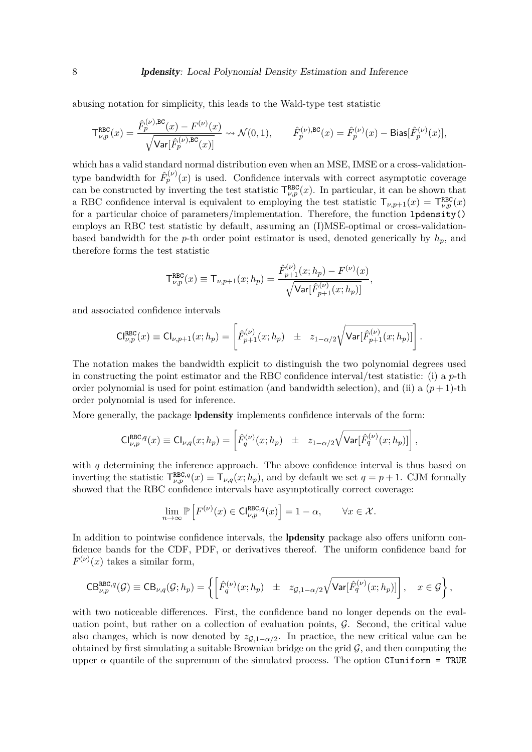abusing notation for simplicity, this leads to the Wald-type test statistic

$$\mathsf{T}^{\mathtt{RBC}}_{\nu,p}(x) = \frac{\hat{F}^{(\nu),\mathsf{BC}}_p(x) - F^{(\nu)}(x)}{\sqrt{\mathsf{Var}[\hat{F}^{(\nu),\mathsf{BC}}_p(x)]}} \rightsquigarrow \mathcal{N}(0,1), \qquad \hat{F}^{(\nu),\mathsf{BC}}_p(x) = \hat{F}^{(\nu)}_p(x) - \mathsf{Bias}[\hat{F}^{(\nu)}_p(x)],$$

which has a valid standard normal distribution even when an MSE, IMSE or a cross-validation-type bandwidth for $\hat{F}^{(\nu)}_p(x)$ is used. Confidence intervals with correct asymptotic coverage can be constructed by inverting the test statistic $\mathsf{T}^{\mathtt{RBC}}_{\nu,p}(x)$. In particular, it can be shown that a RBC confidence interval is equivalent to employing the test statistic $\mathsf{T}_{\nu,p+1}(x) = \mathsf{T}^{\mathtt{RBC}}_{\nu,p}(x)$ for a particular choice of parameters/implementation. Therefore, the function `lpdensity()` employs an RBC test statistic by default, assuming an (I)MSE-optimal or cross-validation-based bandwidth for the $p$-th order point estimator is used, denoted generically by $h_p$, and therefore forms the test statistic

$$\mathsf{T}^{\mathtt{RBC}}_{\nu,p}(x) \equiv \mathsf{T}_{\nu,p+1}(x;h_p) = \frac{\hat{F}^{(\nu)}_{p+1}(x;h_p) - F^{(\nu)}(x)}{\sqrt{\mathsf{Var}[\hat{F}^{(\nu)}_{p+1}(x;h_p)]}},$$

and associated confidence intervals

$$\mathsf{CI}^{\mathtt{RBC}}_{\nu,p}(x) \equiv \mathsf{CI}_{\nu,p+1}(x;h_p) = \left[\hat{F}^{(\nu)}_{p+1}(x;h_p) \quad \pm \quad z_{1-\alpha/2}\sqrt{\mathsf{Var}[\hat{F}^{(\nu)}_{p+1}(x;h_p)]}\right].$$

The notation makes the bandwidth explicit to distinguish the two polynomial degrees used in constructing the point estimator and the RBC confidence interval/test statistic: (i) a $p$-th order polynomial is used for point estimation (and bandwidth selection), and (ii) a $(p+1)$-th order polynomial is used for inference.

More generally, the package **lpdensity** implements confidence intervals of the form:

$$\mathsf{CI}^{\mathtt{RBC},q}_{\nu,p}(x) \equiv \mathsf{CI}_{\nu,q}(x;h_p) = \left[\hat{F}^{(\nu)}_{q}(x;h_p) \quad \pm \quad z_{1-\alpha/2}\sqrt{\mathsf{Var}[\hat{F}^{(\nu)}_{q}(x;h_p)]}\right],$$

with $q$ determining the inference approach. The above confidence interval is thus based on inverting the statistic $\mathsf{T}^{\mathtt{RBC},q}_{\nu,p}(x) \equiv \mathsf{T}_{\nu,q}(x;h_p)$, and by default we set $q = p+1$. CJM formally showed that the RBC confidence intervals have asymptotically correct coverage:

$$\lim_{n\to\infty} \mathbb{P}\left[F^{(\nu)}(x) \in \mathsf{CI}^{\mathtt{RBC},q}_{\nu,p}(x)\right] = 1-\alpha, \qquad \forall x \in \mathcal{X}.$$

In addition to pointwise confidence intervals, the **lpdensity** package also offers uniform confidence bands for the CDF, PDF, or derivatives thereof. The uniform confidence band for $F^{(\nu)}(x)$ takes a similar form,

$$\mathsf{CB}^{\mathtt{RBC},q}_{\nu,p}(\mathcal{G}) \equiv \mathsf{CB}_{\nu,q}(\mathcal{G};h_p) = \left\{\left[\hat{F}^{(\nu)}_{q}(x;h_p) \quad \pm \quad z_{\mathcal{G},1-\alpha/2}\sqrt{\mathsf{Var}[\hat{F}^{(\nu)}_{q}(x;h_p)]}\right], \quad x \in \mathcal{G}\right\},$$

with two noticeable differences. First, the confidence band no longer depends on the evaluation point, but rather on a collection of evaluation points, $\mathcal{G}$. Second, the critical value also changes, which is now denoted by $z_{\mathcal{G},1-\alpha/2}$. In practice, the new critical value can be obtained by first simulating a suitable Brownian bridge on the grid $\mathcal{G}$, and then computing the upper $\alpha$ quantile of the supremum of the simulated process. The option `CIuniform = TRUE`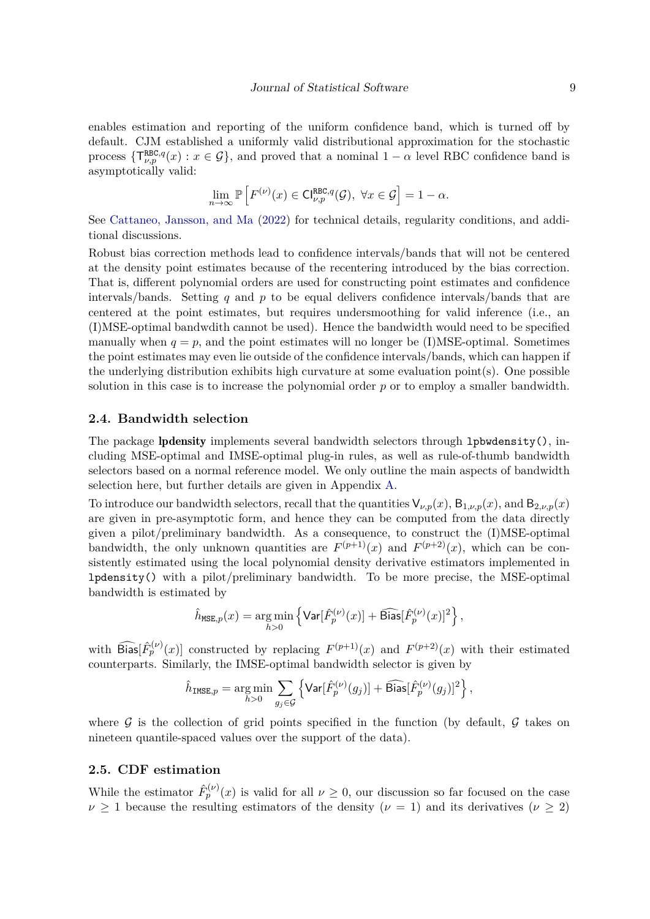enables estimation and reporting of the uniform confidence band, which is turned off by default. CJM established a uniformly valid distributional approximation for the stochastic process $\{\mathsf{T}^{\texttt{RBC},q}_{\nu,p}(x) : x \in \mathcal{G}\}$, and proved that a nominal $1-\alpha$ level RBC confidence band is asymptotically valid:

$$\lim_{n\to\infty} \mathbb{P}\left[F^{(\nu)}(x) \in \mathsf{CI}^{\texttt{RBC},q}_{\nu,p}(\mathcal{G}),\ \forall x \in \mathcal{G}\right] = 1 - \alpha.$$

See Cattaneo, Jansson, and Ma (2022) for technical details, regularity conditions, and additional discussions.

Robust bias correction methods lead to confidence intervals/bands that will not be centered at the density point estimates because of the recentering introduced by the bias correction. That is, different polynomial orders are used for constructing point estimates and confidence intervals/bands. Setting $q$ and $p$ to be equal delivers confidence intervals/bands that are centered at the point estimates, but requires undersmoothing for valid inference (i.e., an (I)MSE-optimal bandwdith cannot be used). Hence the bandwidth would need to be specified manually when $q = p$, and the point estimates will no longer be (I)MSE-optimal. Sometimes the point estimates may even lie outside of the confidence intervals/bands, which can happen if the underlying distribution exhibits high curvature at some evaluation point(s). One possible solution in this case is to increase the polynomial order $p$ or to employ a smaller bandwidth.

## 2.4. Bandwidth selection

The package **lpdensity** implements several bandwidth selectors through `lpbwdensity()`, including MSE-optimal and IMSE-optimal plug-in rules, as well as rule-of-thumb bandwidth selectors based on a normal reference model. We only outline the main aspects of bandwidth selection here, but further details are given in Appendix A.

To introduce our bandwidth selectors, recall that the quantities $\mathsf{V}_{\nu,p}(x)$, $\mathsf{B}_{1,\nu,p}(x)$, and $\mathsf{B}_{2,\nu,p}(x)$ are given in pre-asymptotic form, and hence they can be computed from the data directly given a pilot/preliminary bandwidth. As a consequence, to construct the (I)MSE-optimal bandwidth, the only unknown quantities are $F^{(p+1)}(x)$ and $F^{(p+2)}(x)$, which can be consistently estimated using the local polynomial density derivative estimators implemented in `lpdensity()` with a pilot/preliminary bandwidth. To be more precise, the MSE-optimal bandwidth is estimated by

$$\hat{h}_{\texttt{MSE},p}(x) = \operatorname*{arg\,min}_{h>0} \left\{ \mathsf{Var}[\hat{F}^{(\nu)}_p(x)] + \widehat{\mathsf{Bias}}[\hat{F}^{(\nu)}_p(x)]^2 \right\},$$

with $\widehat{\mathsf{Bias}}[\hat{F}^{(\nu)}_p(x)]$ constructed by replacing $F^{(p+1)}(x)$ and $F^{(p+2)}(x)$ with their estimated counterparts. Similarly, the IMSE-optimal bandwidth selector is given by

$$\hat{h}_{\texttt{IMSE},p} = \operatorname*{arg\,min}_{h>0} \sum_{g_j \in \mathcal{G}} \left\{ \mathsf{Var}[\hat{F}^{(\nu)}_p(g_j)] + \widehat{\mathsf{Bias}}[\hat{F}^{(\nu)}_p(g_j)]^2 \right\},$$

where $\mathcal{G}$ is the collection of grid points specified in the function (by default, $\mathcal{G}$ takes on nineteen quantile-spaced values over the support of the data).

## 2.5. CDF estimation

While the estimator $\hat{F}^{(\nu)}_p(x)$ is valid for all $\nu \geq 0$, our discussion so far focused on the case $\nu \geq 1$ because the resulting estimators of the density ($\nu = 1$) and its derivatives ($\nu \geq 2$)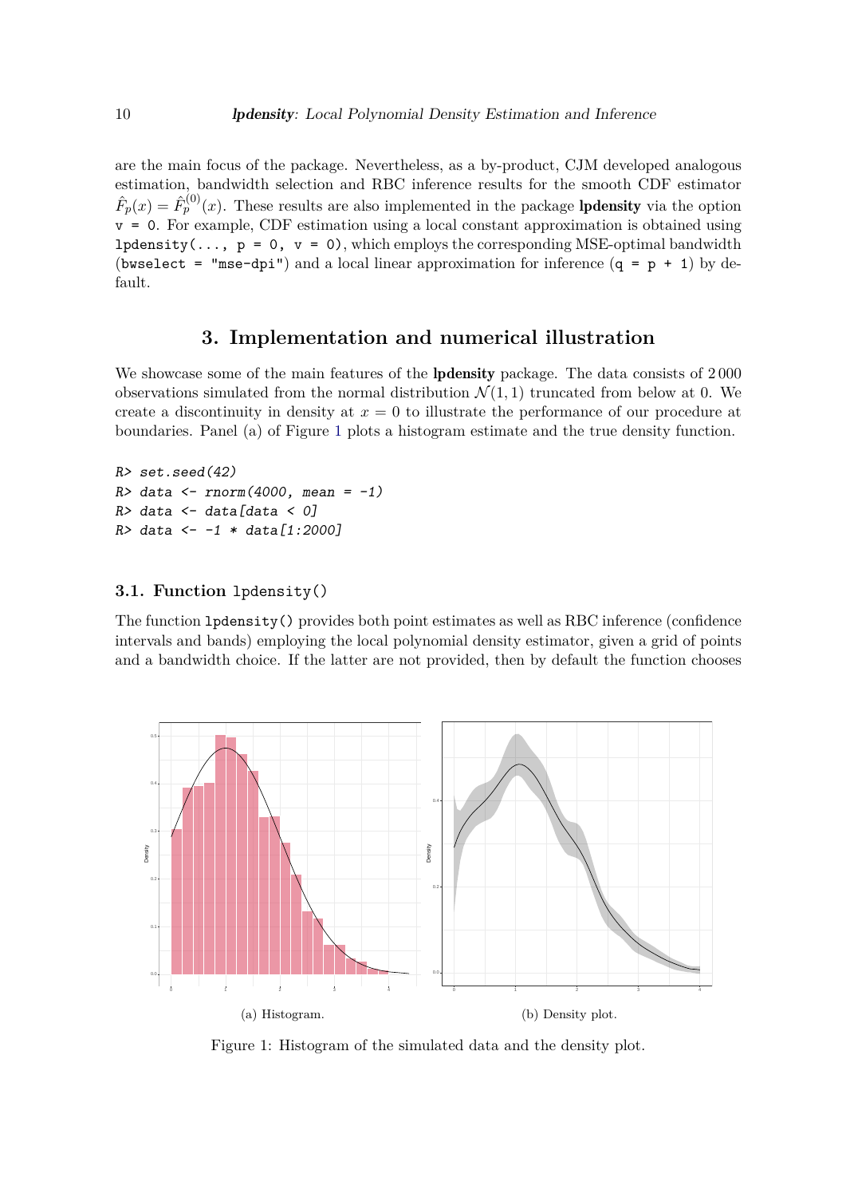are the main focus of the package. Nevertheless, as a by-product, CJM developed analogous estimation, bandwidth selection and RBC inference results for the smooth CDF estimator $\hat{F}_p(x) = \hat{F}_p^{(0)}(x)$. These results are also implemented in the package **lpdensity** via the option `v = 0`. For example, CDF estimation using a local constant approximation is obtained using `lpdensity(..., p = 0, v = 0)`, which employs the corresponding MSE-optimal bandwidth (`bwselect = "mse-dpi"`) and a local linear approximation for inference (`q = p + 1`) by default.

## 3. Implementation and numerical illustration

We showcase some of the main features of the **lpdensity** package. The data consists of 2 000 observations simulated from the normal distribution $\mathcal{N}(1, 1)$ truncated from below at 0. We create a discontinuity in density at $x = 0$ to illustrate the performance of our procedure at boundaries. Panel (a) of Figure 1 plots a histogram estimate and the true density function.

```
R> set.seed(42)
R> data <- rnorm(4000, mean = -1)
R> data <- data[data < 0]
R> data <- -1 * data[1:2000]
```

### 3.1. Function `lpdensity()`

The function `lpdensity()` provides both point estimates as well as RBC inference (confidence intervals and bands) employing the local polynomial density estimator, given a grid of points and a bandwidth choice. If the latter are not provided, then by default the function chooses

(a) Histogram.

(b) Density plot.

Figure 1: Histogram of the simulated data and the density plot.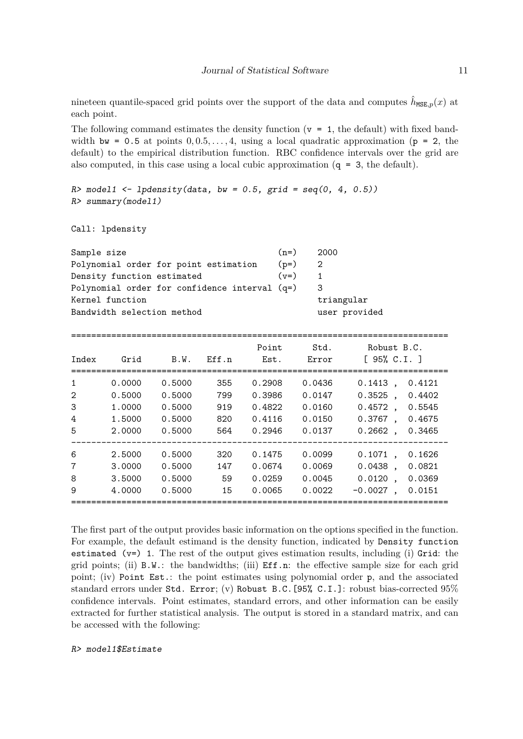nineteen quantile-spaced grid points over the support of the data and computes $\hat{h}_{\texttt{MSE},p}(x)$ at each point.

The following command estimates the density function (`v = 1`, the default) with fixed bandwidth `bw = 0.5` at points $0, 0.5, \ldots, 4$, using a local quadratic approximation (`p = 2`, the default) to the empirical distribution function. RBC confidence intervals over the grid are also computed, in this case using a local cubic approximation (`q = 3`, the default).

```
R> model1 <- lpdensity(data, bw = 0.5, grid = seq(0, 4, 0.5))
R> summary(model1)

Call: lpdensity

Sample size                                   (n=)    2000
Polynomial order for point estimation         (p=)    2
Density function estimated                    (v=)    1
Polynomial order for confidence interval (q=)    3
Kernel function                                       triangular
Bandwidth selection method                            user provided

==========================================================================
                                      Point      Std.        Robust B.C.
Index     Grid       B.W.    Eff.n     Est.      Error       [ 95% C.I. ]
==========================================================================
1         0.0000     0.5000    355     0.2908    0.0436      0.1413 ,  0.4121
2         0.5000     0.5000    799     0.3986    0.0147      0.3525 ,  0.4402
3         1.0000     0.5000    919     0.4822    0.0160      0.4572 ,  0.5545
4         1.5000     0.5000    820     0.4116    0.0150      0.3767 ,  0.4675
5         2.0000     0.5000    564     0.2946    0.0137      0.2662 ,  0.3465
--------------------------------------------------------------------------
6         2.5000     0.5000    320     0.1475    0.0099      0.1071 ,  0.1626
7         3.0000     0.5000    147     0.0674    0.0069      0.0438 ,  0.0821
8         3.5000     0.5000     59     0.0259    0.0045      0.0120 ,  0.0369
9         4.0000     0.5000     15     0.0065    0.0022     -0.0027 ,  0.0151
==========================================================================
```

The first part of the output provides basic information on the options specified in the function. For example, the default estimand is the density function, indicated by `Density function estimated (v=) 1`. The rest of the output gives estimation results, including (i) `Grid`: the grid points; (ii) `B.W.`: the bandwidths; (iii) `Eff.n`: the effective sample size for each grid point; (iv) `Point Est.`: the point estimates using polynomial order `p`, and the associated standard errors under `Std. Error`; (v) `Robust B.C.[95% C.I.]`: robust bias-corrected 95% confidence intervals. Point estimates, standard errors, and other information can be easily extracted for further statistical analysis. The output is stored in a standard matrix, and can be accessed with the following:

```
R> model1$Estimate
```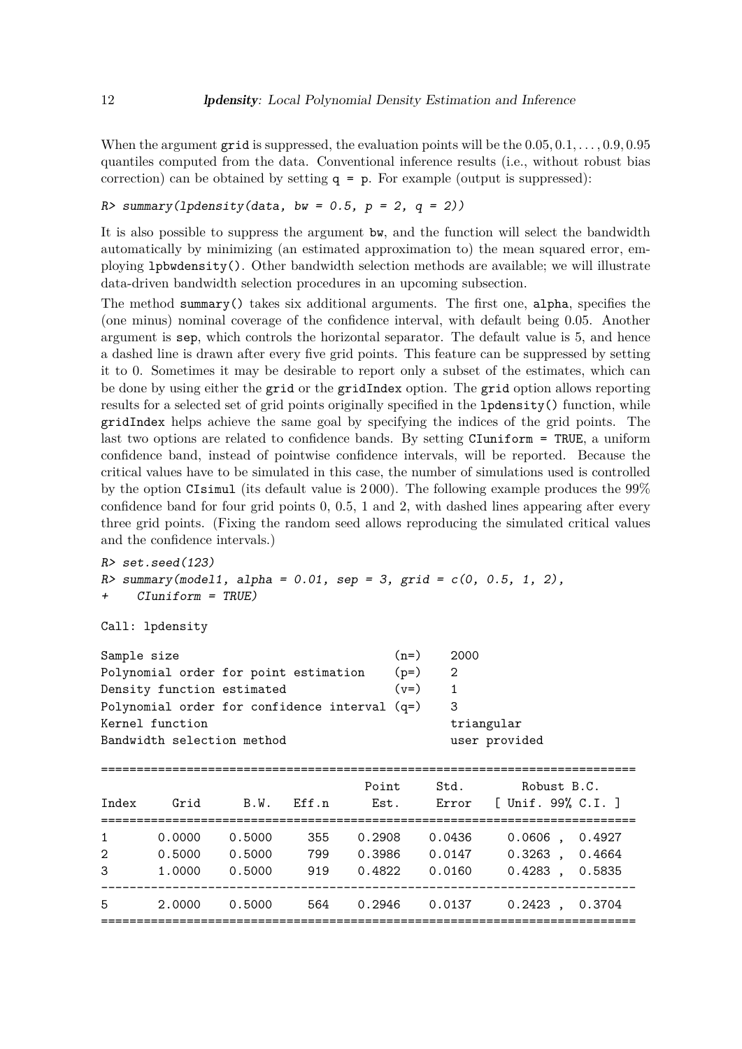When the argument `grid` is suppressed, the evaluation points will be the $0.05, 0.1, \ldots, 0.9, 0.95$ quantiles computed from the data. Conventional inference results (i.e., without robust bias correction) can be obtained by setting `q = p`. For example (output is suppressed):

```
R> summary(lpdensity(data, bw = 0.5, p = 2, q = 2))
```

It is also possible to suppress the argument `bw`, and the function will select the bandwidth automatically by minimizing (an estimated approximation to) the mean squared error, employing `lpbwdensity()`. Other bandwidth selection methods are available; we will illustrate data-driven bandwidth selection procedures in an upcoming subsection.

The method `summary()` takes six additional arguments. The first one, `alpha`, specifies the (one minus) nominal coverage of the confidence interval, with default being 0.05. Another argument is `sep`, which controls the horizontal separator. The default value is 5, and hence a dashed line is drawn after every five grid points. This feature can be suppressed by setting it to 0. Sometimes it may be desirable to report only a subset of the estimates, which can be done by using either the `grid` or the `gridIndex` option. The `grid` option allows reporting results for a selected set of grid points originally specified in the `lpdensity()` function, while `gridIndex` helps achieve the same goal by specifying the indices of the grid points. The last two options are related to confidence bands. By setting `CIuniform = TRUE`, a uniform confidence band, instead of pointwise confidence intervals, will be reported. Because the critical values have to be simulated in this case, the number of simulations used is controlled by the option `CIsimul` (its default value is 2 000). The following example produces the 99% confidence band for four grid points 0, 0.5, 1 and 2, with dashed lines appearing after every three grid points. (Fixing the random seed allows reproducing the simulated critical values and the confidence intervals.)

```
R> set.seed(123)
R> summary(model1, alpha = 0.01, sep = 3, grid = c(0, 0.5, 1, 2),
+    CIuniform = TRUE)

Call: lpdensity

Sample size                                      (n=)    2000
Polynomial order for point estimation            (p=)    2
Density function estimated                       (v=)    1
Polynomial order for confidence interval (q=)    3
Kernel function                                          triangular
Bandwidth selection method                               user provided

==========================================================================
                                    Point      Std.        Robust B.C.
Index     Grid      B.W.    Eff.n     Est.     Error   [ Unif. 99% C.I. ]
==========================================================================
1       0.0000    0.5000     355    0.2908    0.0436     0.0606 ,  0.4927
2       0.5000    0.5000     799    0.3986    0.0147     0.3263 ,  0.4664
3       1.0000    0.5000     919    0.4822    0.0160     0.4283 ,  0.5835
--------------------------------------------------------------------------
5       2.0000    0.5000     564    0.2946    0.0137     0.2423 ,  0.3704
==========================================================================
```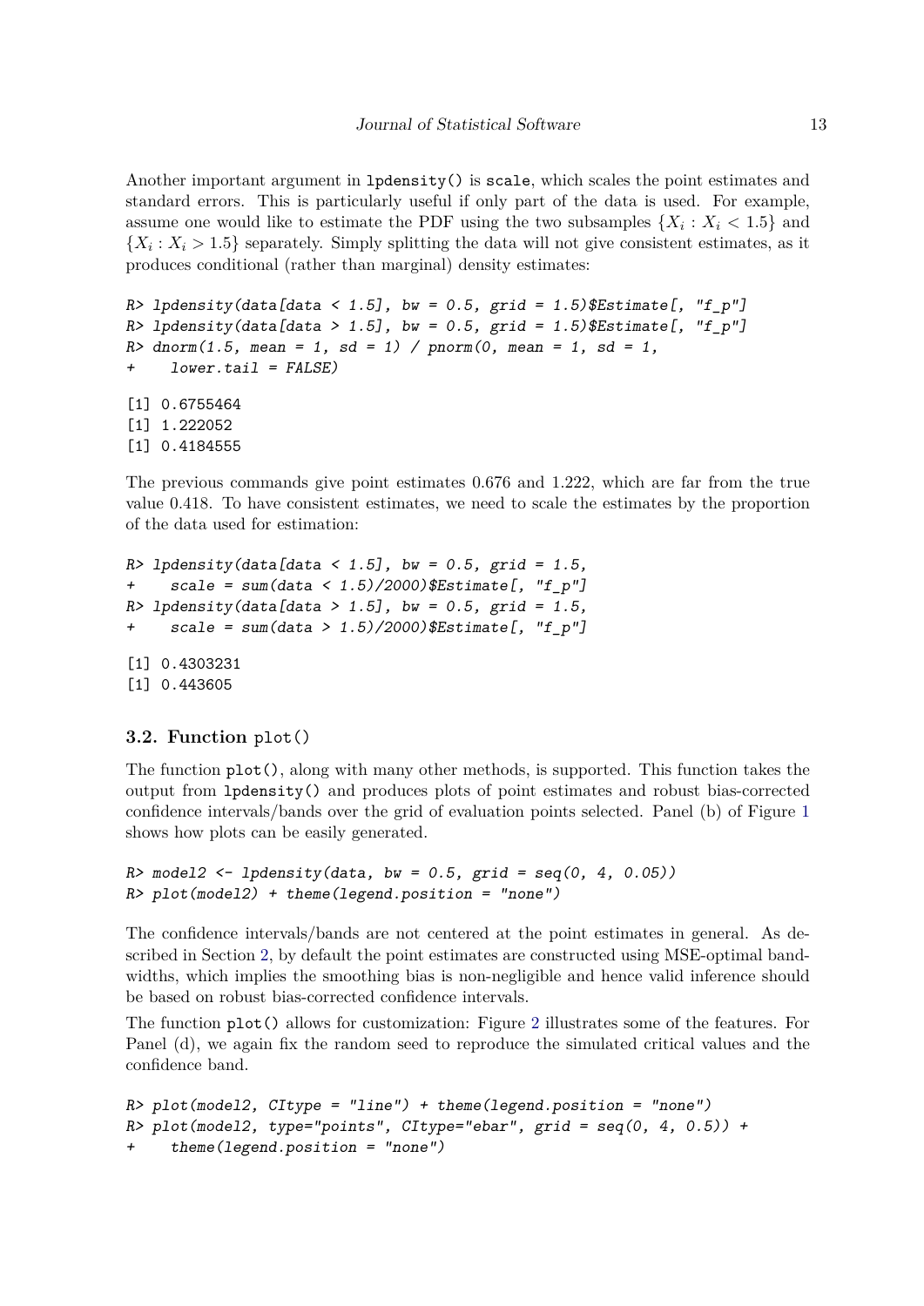Another important argument in `lpdensity()` is `scale`, which scales the point estimates and standard errors. This is particularly useful if only part of the data is used. For example, assume one would like to estimate the PDF using the two subsamples $\{X_i : X_i < 1.5\}$ and $\{X_i : X_i > 1.5\}$ separately. Simply splitting the data will not give consistent estimates, as it produces conditional (rather than marginal) density estimates:

```
R> lpdensity(data[data < 1.5], bw = 0.5, grid = 1.5)$Estimate[, "f_p"]
R> lpdensity(data[data > 1.5], bw = 0.5, grid = 1.5)$Estimate[, "f_p"]
R> dnorm(1.5, mean = 1, sd = 1) / pnorm(0, mean = 1, sd = 1,
+    lower.tail = FALSE)

[1] 0.6755464
[1] 1.222052
[1] 0.4184555
```

The previous commands give point estimates 0.676 and 1.222, which are far from the true value 0.418. To have consistent estimates, we need to scale the estimates by the proportion of the data used for estimation:

```
R> lpdensity(data[data < 1.5], bw = 0.5, grid = 1.5,
+    scale = sum(data < 1.5)/2000)$Estimate[, "f_p"]
R> lpdensity(data[data > 1.5], bw = 0.5, grid = 1.5,
+    scale = sum(data > 1.5)/2000)$Estimate[, "f_p"]

[1] 0.4303231
[1] 0.443605
```

### 3.2. Function `plot()`

The function `plot()`, along with many other methods, is supported. This function takes the output from `lpdensity()` and produces plots of point estimates and robust bias-corrected confidence intervals/bands over the grid of evaluation points selected. Panel (b) of Figure 1 shows how plots can be easily generated.

```
R> model2 <- lpdensity(data, bw = 0.5, grid = seq(0, 4, 0.05))
R> plot(model2) + theme(legend.position = "none")
```

The confidence intervals/bands are not centered at the point estimates in general. As described in Section 2, by default the point estimates are constructed using MSE-optimal bandwidths, which implies the smoothing bias is non-negligible and hence valid inference should be based on robust bias-corrected confidence intervals.

The function `plot()` allows for customization: Figure 2 illustrates some of the features. For Panel (d), we again fix the random seed to reproduce the simulated critical values and the confidence band.

```
R> plot(model2, CItype = "line") + theme(legend.position = "none")
R> plot(model2, type="points", CItype="ebar", grid = seq(0, 4, 0.5)) +
+    theme(legend.position = "none")
```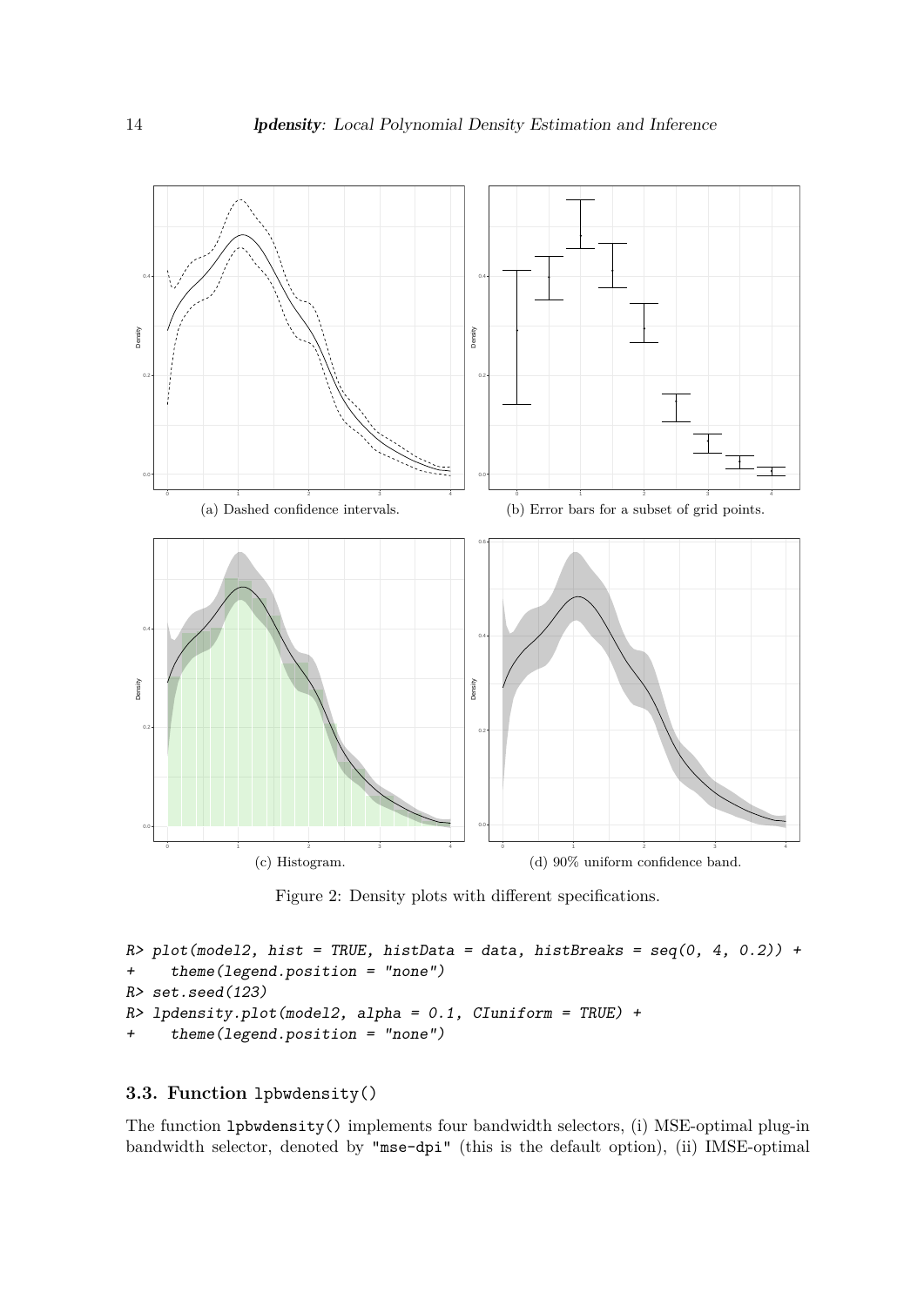(a) Dashed confidence intervals.

(b) Error bars for a subset of grid points.

(c) Histogram.

(d) 90% uniform confidence band.

Figure 2: Density plots with different specifications.

```
R> plot(model2, hist = TRUE, histData = data, histBreaks = seq(0, 4, 0.2)) +
+    theme(legend.position = "none")
R> set.seed(123)
R> lpdensity.plot(model2, alpha = 0.1, CIuniform = TRUE) +
+    theme(legend.position = "none")
```

### 3.3. Function lpbwdensity()

The function lpbwdensity() implements four bandwidth selectors, (i) MSE-optimal plug-in bandwidth selector, denoted by "mse-dpi" (this is the default option), (ii) IMSE-optimal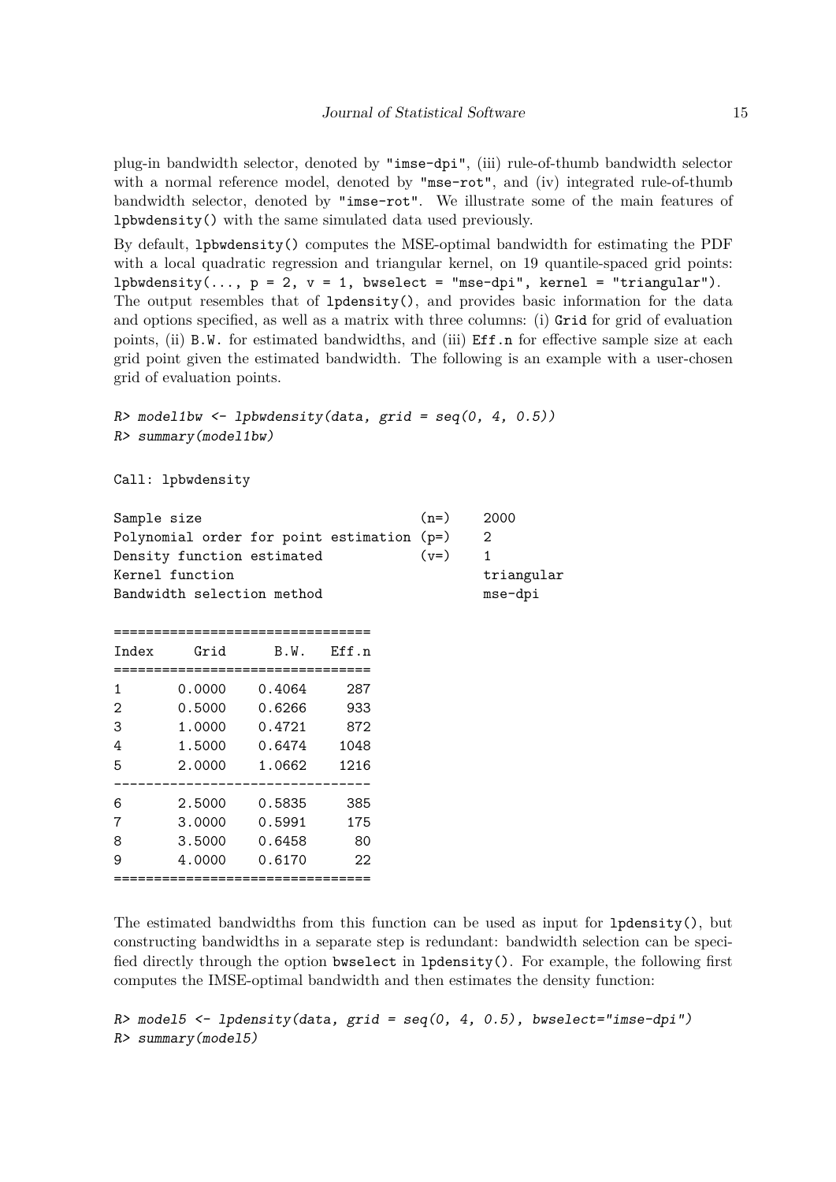plug-in bandwidth selector, denoted by "imse-dpi", (iii) rule-of-thumb bandwidth selector with a normal reference model, denoted by "mse-rot", and (iv) integrated rule-of-thumb bandwidth selector, denoted by "imse-rot". We illustrate some of the main features of `lpbwdensity()` with the same simulated data used previously.

By default, `lpbwdensity()` computes the MSE-optimal bandwidth for estimating the PDF with a local quadratic regression and triangular kernel, on 19 quantile-spaced grid points: `lpbwdensity(..., p = 2, v = 1, bwselect = "mse-dpi", kernel = "triangular")`. The output resembles that of `lpdensity()`, and provides basic information for the data and options specified, as well as a matrix with three columns: (i) `Grid` for grid of evaluation points, (ii) `B.W.` for estimated bandwidths, and (iii) `Eff.n` for effective sample size at each grid point given the estimated bandwidth. The following is an example with a user-chosen grid of evaluation points.

```
R> model1bw <- lpbwdensity(data, grid = seq(0, 4, 0.5))
R> summary(model1bw)

Call: lpbwdensity

Sample size                              (n=)    2000
Polynomial order for point estimation (p=)    2
Density function estimated           (v=)    1
Kernel function                              triangular
Bandwidth selection method                   mse-dpi

================================
Index     Grid      B.W.   Eff.n
================================
1       0.0000    0.4064     287
2       0.5000    0.6266     933
3       1.0000    0.4721     872
4       1.5000    0.6474    1048
5       2.0000    1.0662    1216
--------------------------------
6       2.5000    0.5835     385
7       3.0000    0.5991     175
8       3.5000    0.6458      80
9       4.0000    0.6170      22
================================
```

The estimated bandwidths from this function can be used as input for `lpdensity()`, but constructing bandwidths in a separate step is redundant: bandwidth selection can be specified directly through the option `bwselect` in `lpdensity()`. For example, the following first computes the IMSE-optimal bandwidth and then estimates the density function:

```
R> model5 <- lpdensity(data, grid = seq(0, 4, 0.5), bwselect="imse-dpi")
R> summary(model5)
```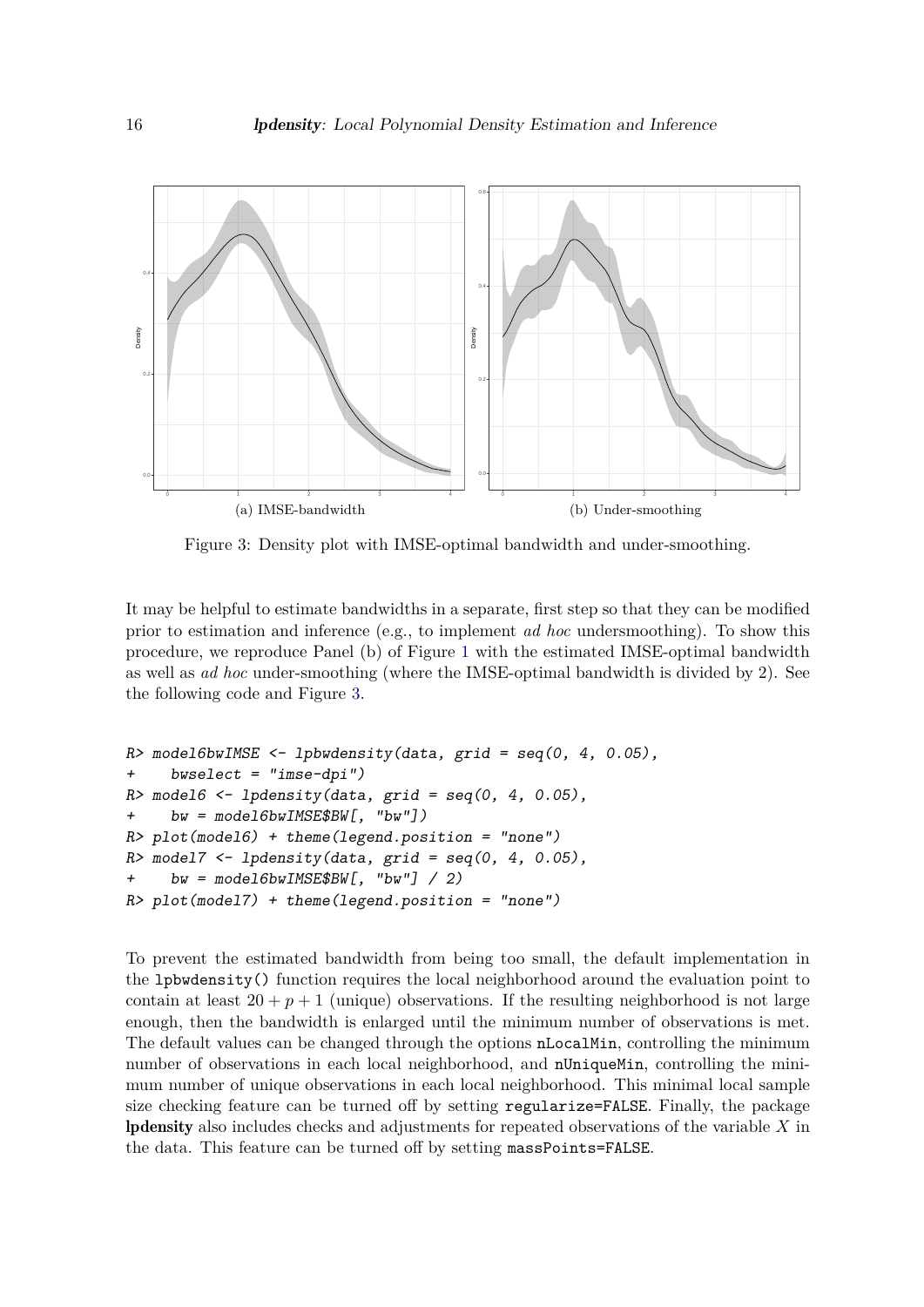(a) IMSE-bandwidth

(b) Under-smoothing

Figure 3: Density plot with IMSE-optimal bandwidth and under-smoothing.

It may be helpful to estimate bandwidths in a separate, first step so that they can be modified prior to estimation and inference (e.g., to implement *ad hoc* undersmoothing). To show this procedure, we reproduce Panel (b) of Figure 1 with the estimated IMSE-optimal bandwidth as well as *ad hoc* under-smoothing (where the IMSE-optimal bandwidth is divided by 2). See the following code and Figure 3.

```
R> model6bwIMSE <- lpbwdensity(data, grid = seq(0, 4, 0.05),
+    bwselect = "imse-dpi")
R> model6 <- lpdensity(data, grid = seq(0, 4, 0.05),
+    bw = model6bwIMSE$BW[, "bw"])
R> plot(model6) + theme(legend.position = "none")
R> model7 <- lpdensity(data, grid = seq(0, 4, 0.05),
+    bw = model6bwIMSE$BW[, "bw"] / 2)
R> plot(model7) + theme(legend.position = "none")
```

To prevent the estimated bandwidth from being too small, the default implementation in the `lpbwdensity()` function requires the local neighborhood around the evaluation point to contain at least $20 + p + 1$ (unique) observations. If the resulting neighborhood is not large enough, then the bandwidth is enlarged until the minimum number of observations is met. The default values can be changed through the options `nLocalMin`, controlling the minimum number of observations in each local neighborhood, and `nUniqueMin`, controlling the minimum number of unique observations in each local neighborhood. This minimal local sample size checking feature can be turned off by setting `regularize=FALSE`. Finally, the package **lpdensity** also includes checks and adjustments for repeated observations of the variable $X$ in the data. This feature can be turned off by setting `massPoints=FALSE`.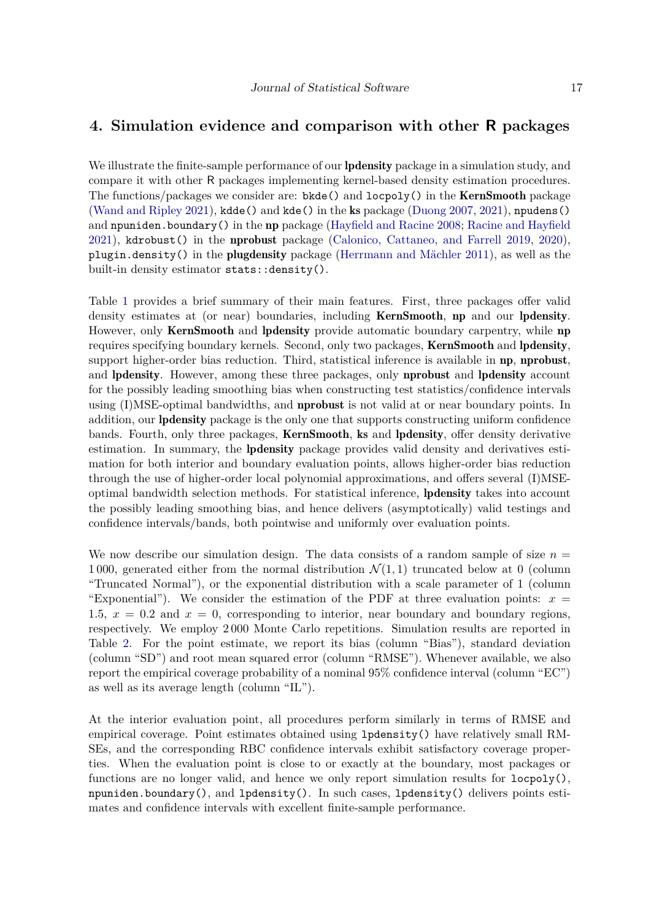## 4. Simulation evidence and comparison with other R packages

We illustrate the finite-sample performance of our **lpdensity** package in a simulation study, and compare it with other R packages implementing kernel-based density estimation procedures. The functions/packages we consider are: `bkde()` and `locpoly()` in the **KernSmooth** package (Wand and Ripley 2021), `kdde()` and `kde()` in the **ks** package (Duong 2007, 2021), `npudens()` and `npuniden.boundary()` in the **np** package (Hayfield and Racine 2008; Racine and Hayfield 2021), `kdrobust()` in the **nprobust** package (Calonico, Cattaneo, and Farrell 2019, 2020), `plugin.density()` in the **plugdensity** package (Herrmann and Mächler 2011), as well as the built-in density estimator `stats::density()`.

Table 1 provides a brief summary of their main features. First, three packages offer valid density estimates at (or near) boundaries, including **KernSmooth**, **np** and our **lpdensity**. However, only **KernSmooth** and **lpdensity** provide automatic boundary carpentry, while **np** requires specifying boundary kernels. Second, only two packages, **KernSmooth** and **lpdensity**, support higher-order bias reduction. Third, statistical inference is available in **np**, **nprobust**, and **lpdensity**. However, among these three packages, only **nprobust** and **lpdensity** account for the possibly leading smoothing bias when constructing test statistics/confidence intervals using (I)MSE-optimal bandwidths, and **nprobust** is not valid at or near boundary points. In addition, our **lpdensity** package is the only one that supports constructing uniform confidence bands. Fourth, only three packages, **KernSmooth**, **ks** and **lpdensity**, offer density derivative estimation. In summary, the **lpdensity** package provides valid density and derivatives estimation for both interior and boundary evaluation points, allows higher-order bias reduction through the use of higher-order local polynomial approximations, and offers several (I)MSE-optimal bandwidth selection methods. For statistical inference, **lpdensity** takes into account the possibly leading smoothing bias, and hence delivers (asymptotically) valid testings and confidence intervals/bands, both pointwise and uniformly over evaluation points.

We now describe our simulation design. The data consists of a random sample of size $n = 1\,000$, generated either from the normal distribution $\mathcal{N}(1, 1)$ truncated below at 0 (column "Truncated Normal"), or the exponential distribution with a scale parameter of 1 (column "Exponential"). We consider the estimation of the PDF at three evaluation points: $x = 1.5$, $x = 0.2$ and $x = 0$, corresponding to interior, near boundary and boundary regions, respectively. We employ $2\,000$ Monte Carlo repetitions. Simulation results are reported in Table 2. For the point estimate, we report its bias (column "Bias"), standard deviation (column "SD") and root mean squared error (column "RMSE"). Whenever available, we also report the empirical coverage probability of a nominal 95% confidence interval (column "EC") as well as its average length (column "IL").

At the interior evaluation point, all procedures perform similarly in terms of RMSE and empirical coverage. Point estimates obtained using `lpdensity()` have relatively small RMSEs, and the corresponding RBC confidence intervals exhibit satisfactory coverage properties. When the evaluation point is close to or exactly at the boundary, most packages or functions are no longer valid, and hence we only report simulation results for `locpoly()`, `npuniden.boundary()`, and `lpdensity()`. In such cases, `lpdensity()` delivers points estimates and confidence intervals with excellent finite-sample performance.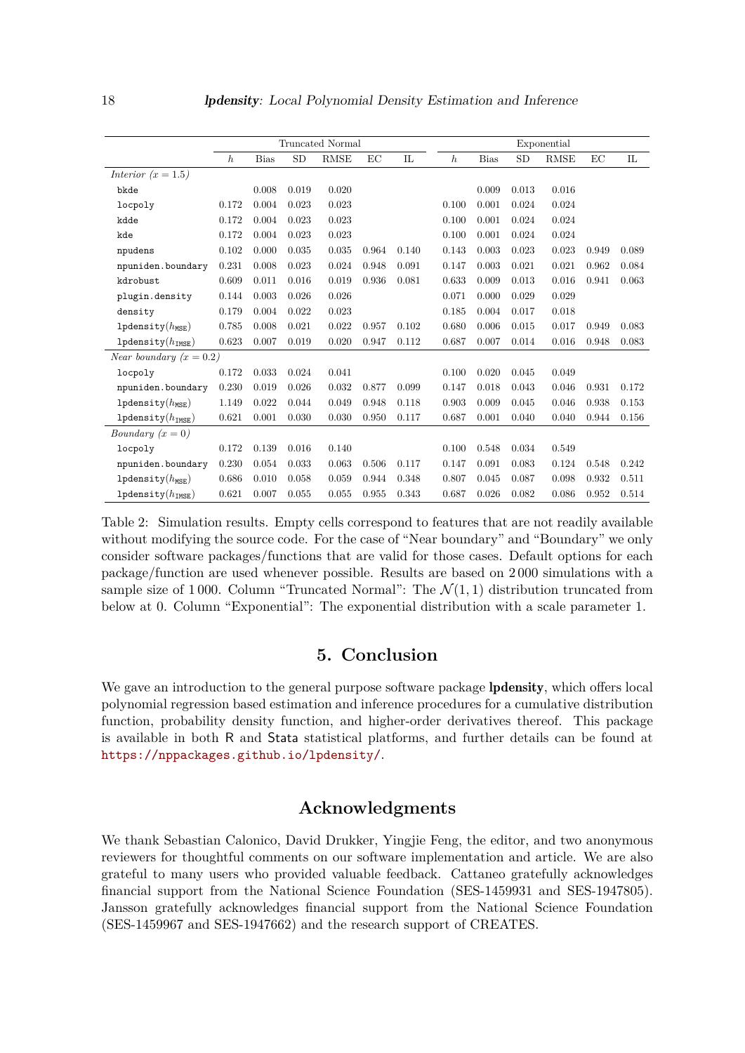|  | Truncated Normal |  |  |  |  |  | Exponential |  |  |  |  |  |
|---|---|---|---|---|---|---|---|---|---|---|---|---|
|  | $h$ | Bias | SD | RMSE | EC | IL | $h$ | Bias | SD | RMSE | EC | IL |
| *Interior ($x = 1.5$)* |  |  |  |  |  |  |  |  |  |  |  |  |
| `bkde` |  | 0.008 | 0.019 | 0.020 |  |  |  | 0.009 | 0.013 | 0.016 |  |  |
| `locpoly` | 0.172 | 0.004 | 0.023 | 0.023 |  |  | 0.100 | 0.001 | 0.024 | 0.024 |  |  |
| `kdde` | 0.172 | 0.004 | 0.023 | 0.023 |  |  | 0.100 | 0.001 | 0.024 | 0.024 |  |  |
| `kde` | 0.172 | 0.004 | 0.023 | 0.023 |  |  | 0.100 | 0.001 | 0.024 | 0.024 |  |  |
| `npudens` | 0.102 | 0.000 | 0.035 | 0.035 | 0.964 | 0.140 | 0.143 | 0.003 | 0.023 | 0.023 | 0.949 | 0.089 |
| `npuniden.boundary` | 0.231 | 0.008 | 0.023 | 0.024 | 0.948 | 0.091 | 0.147 | 0.003 | 0.021 | 0.021 | 0.962 | 0.084 |
| `kdrobust` | 0.609 | 0.011 | 0.016 | 0.019 | 0.936 | 0.081 | 0.633 | 0.009 | 0.013 | 0.016 | 0.941 | 0.063 |
| `plugin.density` | 0.144 | 0.003 | 0.026 | 0.026 |  |  | 0.071 | 0.000 | 0.029 | 0.029 |  |  |
| `density` | 0.179 | 0.004 | 0.022 | 0.023 |  |  | 0.185 | 0.004 | 0.017 | 0.018 |  |  |
| `lpdensity`($h_{\mathtt{MSE}}$) | 0.785 | 0.008 | 0.021 | 0.022 | 0.957 | 0.102 | 0.680 | 0.006 | 0.015 | 0.017 | 0.949 | 0.083 |
| `lpdensity`($h_{\mathtt{IMSE}}$) | 0.623 | 0.007 | 0.019 | 0.020 | 0.947 | 0.112 | 0.687 | 0.007 | 0.014 | 0.016 | 0.948 | 0.083 |
| *Near boundary ($x = 0.2$)* |  |  |  |  |  |  |  |  |  |  |  |  |
| `locpoly` | 0.172 | 0.033 | 0.024 | 0.041 |  |  | 0.100 | 0.020 | 0.045 | 0.049 |  |  |
| `npuniden.boundary` | 0.230 | 0.019 | 0.026 | 0.032 | 0.877 | 0.099 | 0.147 | 0.018 | 0.043 | 0.046 | 0.931 | 0.172 |
| `lpdensity`($h_{\mathtt{MSE}}$) | 1.149 | 0.022 | 0.044 | 0.049 | 0.948 | 0.118 | 0.903 | 0.009 | 0.045 | 0.046 | 0.938 | 0.153 |
| `lpdensity`($h_{\mathtt{IMSE}}$) | 0.621 | 0.001 | 0.030 | 0.030 | 0.950 | 0.117 | 0.687 | 0.001 | 0.040 | 0.040 | 0.944 | 0.156 |
| *Boundary ($x = 0$)* |  |  |  |  |  |  |  |  |  |  |  |  |
| `locpoly` | 0.172 | 0.139 | 0.016 | 0.140 |  |  | 0.100 | 0.548 | 0.034 | 0.549 |  |  |
| `npuniden.boundary` | 0.230 | 0.054 | 0.033 | 0.063 | 0.506 | 0.117 | 0.147 | 0.091 | 0.083 | 0.124 | 0.548 | 0.242 |
| `lpdensity`($h_{\mathtt{MSE}}$) | 0.686 | 0.010 | 0.058 | 0.059 | 0.944 | 0.348 | 0.807 | 0.045 | 0.087 | 0.098 | 0.932 | 0.511 |
| `lpdensity`($h_{\mathtt{IMSE}}$) | 0.621 | 0.007 | 0.055 | 0.055 | 0.955 | 0.343 | 0.687 | 0.026 | 0.082 | 0.086 | 0.952 | 0.514 |

Table 2: Simulation results. Empty cells correspond to features that are not readily available without modifying the source code. For the case of "Near boundary" and "Boundary" we only consider software packages/functions that are valid for those cases. Default options for each package/function are used whenever possible. Results are based on 2 000 simulations with a sample size of 1 000. Column "Truncated Normal": The $\mathcal{N}(1,1)$ distribution truncated from below at 0. Column "Exponential": The exponential distribution with a scale parameter 1.

## 5. Conclusion

We gave an introduction to the general purpose software package **lpdensity**, which offers local polynomial regression based estimation and inference procedures for a cumulative distribution function, probability density function, and higher-order derivatives thereof. This package is available in both R and Stata statistical platforms, and further details can be found at https://nppackages.github.io/lpdensity/.

## Acknowledgments

We thank Sebastian Calonico, David Drukker, Yingjie Feng, the editor, and two anonymous reviewers for thoughtful comments on our software implementation and article. We are also grateful to many users who provided valuable feedback. Cattaneo gratefully acknowledges financial support from the National Science Foundation (SES-1459931 and SES-1947805). Jansson gratefully acknowledges financial support from the National Science Foundation (SES-1459967 and SES-1947662) and the research support of CREATES.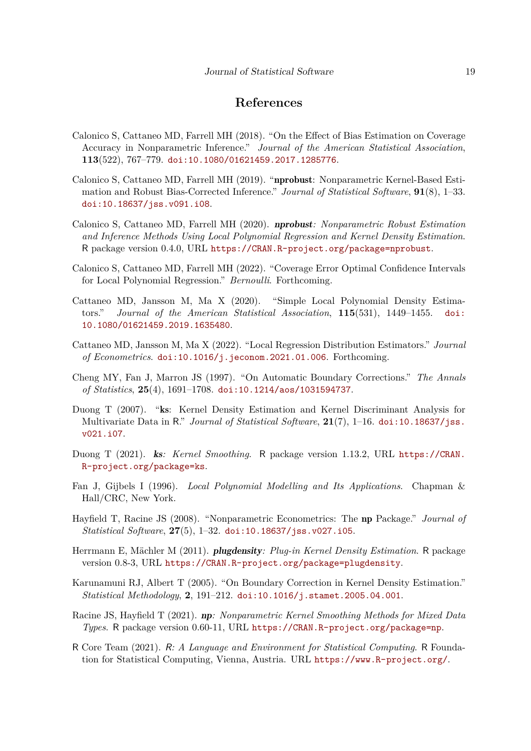# References

Calonico S, Cattaneo MD, Farrell MH (2018). "On the Effect of Bias Estimation on Coverage Accuracy in Nonparametric Inference." *Journal of the American Statistical Association*, **113**(522), 767–779. doi:10.1080/01621459.2017.1285776.

Calonico S, Cattaneo MD, Farrell MH (2019). "**nprobust**: Nonparametric Kernel-Based Estimation and Robust Bias-Corrected Inference." *Journal of Statistical Software*, **91**(8), 1–33. doi:10.18637/jss.v091.i08.

Calonico S, Cattaneo MD, Farrell MH (2020). ***nprobust**: Nonparametric Robust Estimation and Inference Methods Using Local Polynomial Regression and Kernel Density Estimation*. R package version 0.4.0, URL https://CRAN.R-project.org/package=nprobust.

Calonico S, Cattaneo MD, Farrell MH (2022). "Coverage Error Optimal Confidence Intervals for Local Polynomial Regression." *Bernoulli*. Forthcoming.

Cattaneo MD, Jansson M, Ma X (2020). "Simple Local Polynomial Density Estimators." *Journal of the American Statistical Association*, **115**(531), 1449–1455. doi:10.1080/01621459.2019.1635480.

Cattaneo MD, Jansson M, Ma X (2022). "Local Regression Distribution Estimators." *Journal of Econometrics*. doi:10.1016/j.jeconom.2021.01.006. Forthcoming.

Cheng MY, Fan J, Marron JS (1997). "On Automatic Boundary Corrections." *The Annals of Statistics*, **25**(4), 1691–1708. doi:10.1214/aos/1031594737.

Duong T (2007). "**ks**: Kernel Density Estimation and Kernel Discriminant Analysis for Multivariate Data in R." *Journal of Statistical Software*, **21**(7), 1–16. doi:10.18637/jss.v021.i07.

Duong T (2021). ***ks**: Kernel Smoothing*. R package version 1.13.2, URL https://CRAN.R-project.org/package=ks.

Fan J, Gijbels I (1996). *Local Polynomial Modelling and Its Applications*. Chapman & Hall/CRC, New York.

Hayfield T, Racine JS (2008). "Nonparametric Econometrics: The **np** Package." *Journal of Statistical Software*, **27**(5), 1–32. doi:10.18637/jss.v027.i05.

Herrmann E, Mächler M (2011). ***plugdensity**: Plug-in Kernel Density Estimation*. R package version 0.8-3, URL https://CRAN.R-project.org/package=plugdensity.

Karunamuni RJ, Albert T (2005). "On Boundary Correction in Kernel Density Estimation." *Statistical Methodology*, **2**, 191–212. doi:10.1016/j.stamet.2005.04.001.

Racine JS, Hayfield T (2021). ***np**: Nonparametric Kernel Smoothing Methods for Mixed Data Types*. R package version 0.60-11, URL https://CRAN.R-project.org/package=np.

R Core Team (2021). *R: A Language and Environment for Statistical Computing*. R Foundation for Statistical Computing, Vienna, Austria. URL https://www.R-project.org/.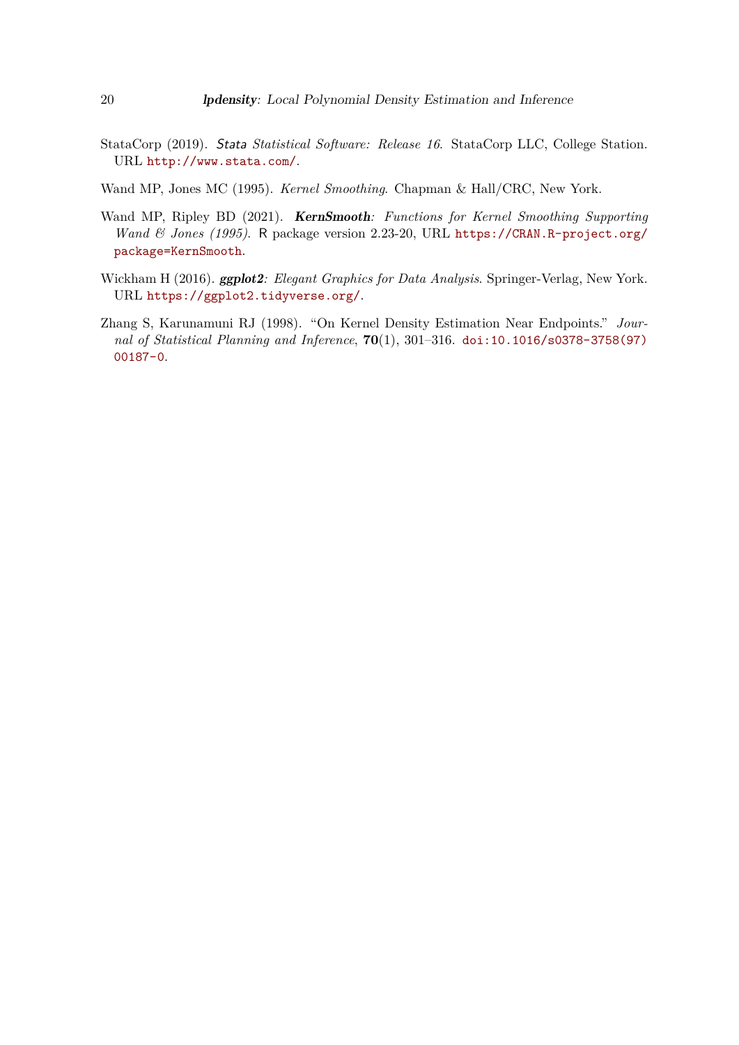StataCorp (2019). *Stata Statistical Software: Release 16*. StataCorp LLC, College Station. URL http://www.stata.com/.

Wand MP, Jones MC (1995). *Kernel Smoothing*. Chapman & Hall/CRC, New York.

Wand MP, Ripley BD (2021). ***KernSmooth**: Functions for Kernel Smoothing Supporting Wand & Jones (1995)*. R package version 2.23-20, URL https://CRAN.R-project.org/package=KernSmooth.

Wickham H (2016). ***ggplot2**: Elegant Graphics for Data Analysis*. Springer-Verlag, New York. URL https://ggplot2.tidyverse.org/.

Zhang S, Karunamuni RJ (1998). "On Kernel Density Estimation Near Endpoints." *Journal of Statistical Planning and Inference*, **70**(1), 301–316. doi:10.1016/s0378-3758(97)00187-0.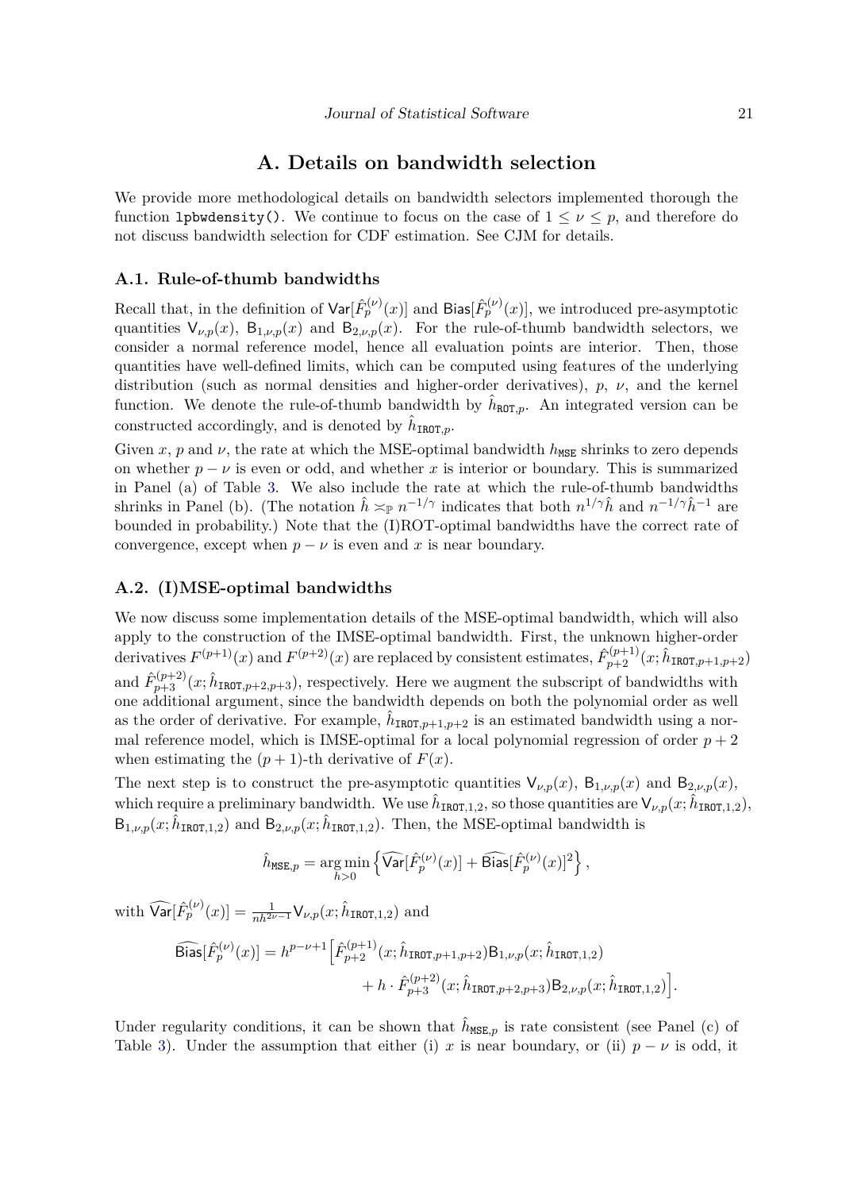# A. Details on bandwidth selection

We provide more methodological details on bandwidth selectors implemented thorough the function `lpbwdensity()`. We continue to focus on the case of $1 \leq \nu \leq p$, and therefore do not discuss bandwidth selection for CDF estimation. See CJM for details.

## A.1. Rule-of-thumb bandwidths

Recall that, in the definition of $\mathsf{Var}[\hat{F}_p^{(\nu)}(x)]$ and $\mathsf{Bias}[\hat{F}_p^{(\nu)}(x)]$, we introduced pre-asymptotic quantities $\mathsf{V}_{\nu,p}(x)$, $\mathsf{B}_{1,\nu,p}(x)$ and $\mathsf{B}_{2,\nu,p}(x)$. For the rule-of-thumb bandwidth selectors, we consider a normal reference model, hence all evaluation points are interior. Then, those quantities have well-defined limits, which can be computed using features of the underlying distribution (such as normal densities and higher-order derivatives), $p$, $\nu$, and the kernel function. We denote the rule-of-thumb bandwidth by $\hat{h}_{\mathtt{ROT},p}$. An integrated version can be constructed accordingly, and is denoted by $\hat{h}_{\mathtt{IROT},p}$.

Given $x$, $p$ and $\nu$, the rate at which the MSE-optimal bandwidth $h_{\mathtt{MSE}}$ shrinks to zero depends on whether $p - \nu$ is even or odd, and whether $x$ is interior or boundary. This is summarized in Panel (a) of Table 3. We also include the rate at which the rule-of-thumb bandwidths shrinks in Panel (b). (The notation $\hat{h} \asymp_{\mathbb{P}} n^{-1/\gamma}$ indicates that both $n^{1/\gamma}\hat{h}$ and $n^{-1/\gamma}\hat{h}^{-1}$ are bounded in probability.) Note that the (I)ROT-optimal bandwidths have the correct rate of convergence, except when $p - \nu$ is even and $x$ is near boundary.

## A.2. (I)MSE-optimal bandwidths

We now discuss some implementation details of the MSE-optimal bandwidth, which will also apply to the construction of the IMSE-optimal bandwidth. First, the unknown higher-order derivatives $F^{(p+1)}(x)$ and $F^{(p+2)}(x)$ are replaced by consistent estimates, $\hat{F}_{p+2}^{(p+1)}(x; \hat{h}_{\mathtt{IROT},p+1,p+2})$ and $\hat{F}_{p+3}^{(p+2)}(x; \hat{h}_{\mathtt{IROT},p+2,p+3})$, respectively. Here we augment the subscript of bandwidths with one additional argument, since the bandwidth depends on both the polynomial order as well as the order of derivative. For example, $\hat{h}_{\mathtt{IROT},p+1,p+2}$ is an estimated bandwidth using a normal reference model, which is IMSE-optimal for a local polynomial regression of order $p+2$ when estimating the $(p+1)$-th derivative of $F(x)$.

The next step is to construct the pre-asymptotic quantities $\mathsf{V}_{\nu,p}(x)$, $\mathsf{B}_{1,\nu,p}(x)$ and $\mathsf{B}_{2,\nu,p}(x)$, which require a preliminary bandwidth. We use $\hat{h}_{\mathtt{IROT},1,2}$, so those quantities are $\mathsf{V}_{\nu,p}(x; \hat{h}_{\mathtt{IROT},1,2})$, $\mathsf{B}_{1,\nu,p}(x; \hat{h}_{\mathtt{IROT},1,2})$ and $\mathsf{B}_{2,\nu,p}(x; \hat{h}_{\mathtt{IROT},1,2})$. Then, the MSE-optimal bandwidth is

$$\hat{h}_{\mathtt{MSE},p} = \operatorname*{arg\,min}_{h>0} \left\{ \widehat{\mathsf{Var}}[\hat{F}_p^{(\nu)}(x)] + \widehat{\mathsf{Bias}}[\hat{F}_p^{(\nu)}(x)]^2 \right\},$$

with $\widehat{\mathsf{Var}}[\hat{F}_p^{(\nu)}(x)] = \frac{1}{nh^{2\nu-1}} \mathsf{V}_{\nu,p}(x; \hat{h}_{\mathtt{IROT},1,2})$ and

$$\begin{aligned}\widehat{\mathsf{Bias}}[\hat{F}_p^{(\nu)}(x)] = h^{p-\nu+1} \Big[ &\hat{F}_{p+2}^{(p+1)}(x; \hat{h}_{\mathtt{IROT},p+1,p+2}) \mathsf{B}_{1,\nu,p}(x; \hat{h}_{\mathtt{IROT},1,2}) \\ &+ h \cdot \hat{F}_{p+3}^{(p+2)}(x; \hat{h}_{\mathtt{IROT},p+2,p+3}) \mathsf{B}_{2,\nu,p}(x; \hat{h}_{\mathtt{IROT},1,2}) \Big].\end{aligned}$$

Under regularity conditions, it can be shown that $\hat{h}_{\mathtt{MSE},p}$ is rate consistent (see Panel (c) of Table 3). Under the assumption that either (i) $x$ is near boundary, or (ii) $p - \nu$ is odd, it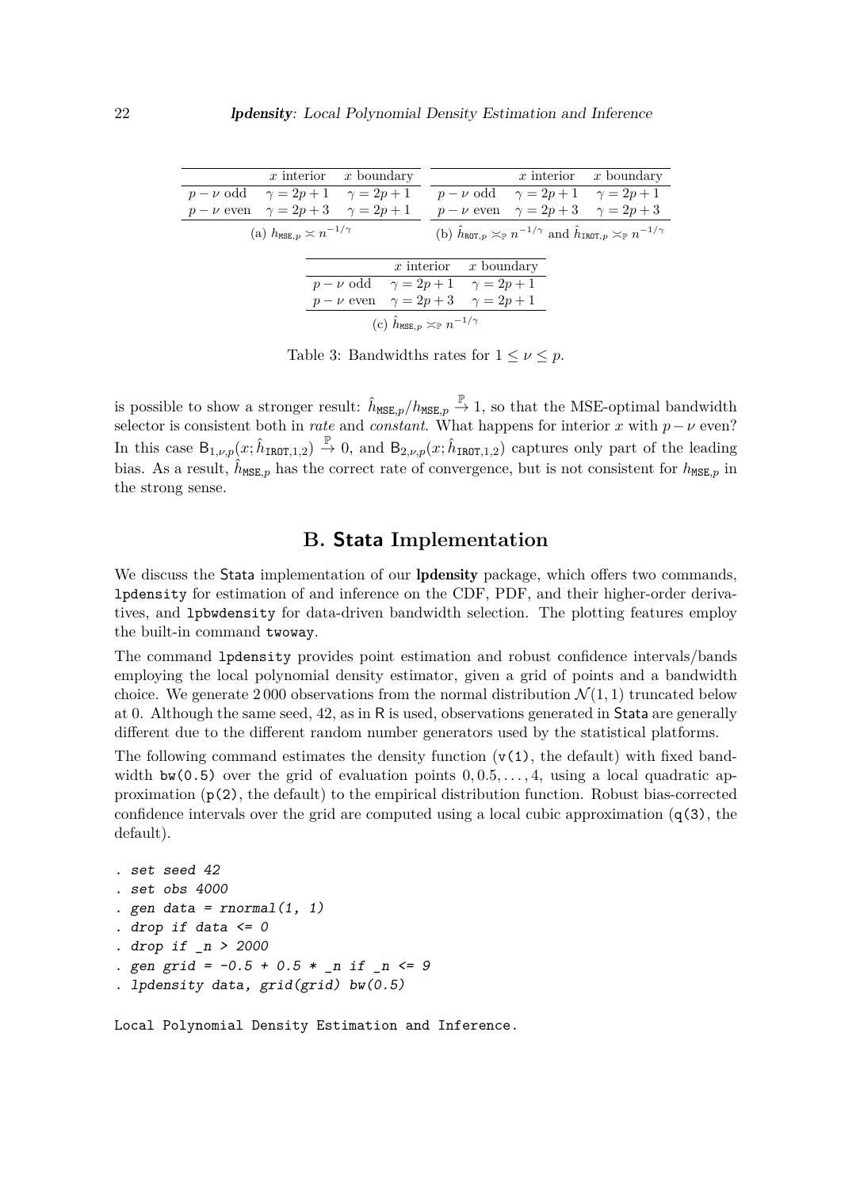| | $x$ interior | $x$ boundary |
|---|---|---|
| $p-\nu$ odd | $\gamma = 2p+1$ | $\gamma = 2p+1$ |
| $p-\nu$ even | $\gamma = 2p+3$ | $\gamma = 2p+1$ |

(a) $h_{\mathtt{MSE},p} \asymp n^{-1/\gamma}$

| | $x$ interior | $x$ boundary |
|---|---|---|
| $p-\nu$ odd | $\gamma = 2p+1$ | $\gamma = 2p+1$ |
| $p-\nu$ even | $\gamma = 2p+3$ | $\gamma = 2p+3$ |

(b) $\hat{h}_{\mathtt{ROT},p} \asymp_{\mathbb{P}} n^{-1/\gamma}$ and $\hat{h}_{\mathtt{IROT},p} \asymp_{\mathbb{P}} n^{-1/\gamma}$

| | $x$ interior | $x$ boundary |
|---|---|---|
| $p-\nu$ odd | $\gamma = 2p+1$ | $\gamma = 2p+1$ |
| $p-\nu$ even | $\gamma = 2p+3$ | $\gamma = 2p+1$ |

(c) $\hat{h}_{\mathtt{MSE},p} \asymp_{\mathbb{P}} n^{-1/\gamma}$

Table 3: Bandwidths rates for $1 \leq \nu \leq p$.

is possible to show a stronger result: $\hat{h}_{\mathtt{MSE},p}/h_{\mathtt{MSE},p} \overset{\mathbb{P}}{\to} 1$, so that the MSE-optimal bandwidth selector is consistent both in *rate* and *constant*. What happens for interior $x$ with $p-\nu$ even? In this case $\mathsf{B}_{1,\nu,p}(x; \hat{h}_{\mathtt{IROT},1,2}) \overset{\mathbb{P}}{\to} 0$, and $\mathsf{B}_{2,\nu,p}(x; \hat{h}_{\mathtt{IROT},1,2})$ captures only part of the leading bias. As a result, $\hat{h}_{\mathtt{MSE},p}$ has the correct rate of convergence, but is not consistent for $h_{\mathtt{MSE},p}$ in the strong sense.

# B. Stata Implementation

We discuss the Stata implementation of our **lpdensity** package, which offers two commands, `lpdensity` for estimation of and inference on the CDF, PDF, and their higher-order derivatives, and `lpbwdensity` for data-driven bandwidth selection. The plotting features employ the built-in command `twoway`.

The command `lpdensity` provides point estimation and robust confidence intervals/bands employing the local polynomial density estimator, given a grid of points and a bandwidth choice. We generate 2 000 observations from the normal distribution $\mathcal{N}(1,1)$ truncated below at 0. Although the same seed, 42, as in R is used, observations generated in Stata are generally different due to the different random number generators used by the statistical platforms.

The following command estimates the density function (`v(1)`, the default) with fixed bandwidth `bw(0.5)` over the grid of evaluation points $0, 0.5, \ldots, 4$, using a local quadratic approximation (`p(2)`, the default) to the empirical distribution function. Robust bias-corrected confidence intervals over the grid are computed using a local cubic approximation (`q(3)`, the default).

```
. set seed 42
. set obs 4000
. gen data = rnormal(1, 1)
. drop if data <= 0
. drop if _n > 2000
. gen grid = -0.5 + 0.5 * _n if _n <= 9
. lpdensity data, grid(grid) bw(0.5)

Local Polynomial Density Estimation and Inference.
```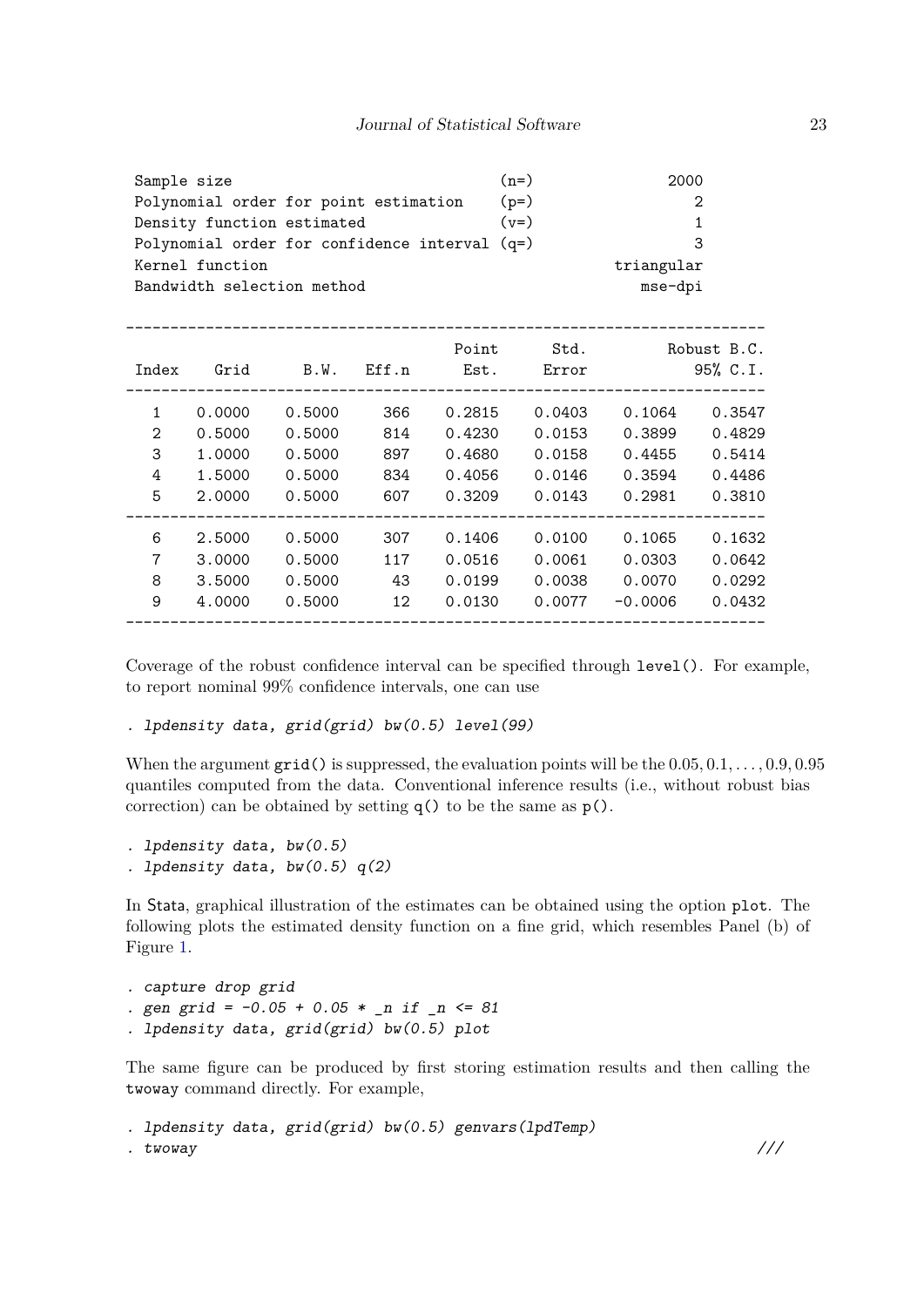```
Sample size                                   (n=)              2000
Polynomial order for point estimation        (p=)                 2
Density function estimated                    (v=)                 1
Polynomial order for confidence interval (q=)                      3
Kernel function                                             triangular
Bandwidth selection method                                    mse-dpi

-------------------------------------------------------------------------
                                         Point      Std.        Robust B.C.
Index     Grid       B.W.    Eff.n        Est.     Error           95% C.I.
-------------------------------------------------------------------------
    1   0.0000     0.5000      366      0.2815    0.0403     0.1064    0.3547
    2   0.5000     0.5000      814      0.4230    0.0153     0.3899    0.4829
    3   1.0000     0.5000      897      0.4680    0.0158     0.4455    0.5414
    4   1.5000     0.5000      834      0.4056    0.0146     0.3594    0.4486
    5   2.0000     0.5000      607      0.3209    0.0143     0.2981    0.3810
-------------------------------------------------------------------------
    6   2.5000     0.5000      307      0.1406    0.0100     0.1065    0.1632
    7   3.0000     0.5000      117      0.0516    0.0061     0.0303    0.0642
    8   3.5000     0.5000       43      0.0199    0.0038     0.0070    0.0292
    9   4.0000     0.5000       12      0.0130    0.0077    -0.0006    0.0432
-------------------------------------------------------------------------
```

Coverage of the robust confidence interval can be specified through `level()`. For example, to report nominal 99% confidence intervals, one can use

```
. lpdensity data, grid(grid) bw(0.5) level(99)
```

When the argument `grid()` is suppressed, the evaluation points will be the $0.05, 0.1, \ldots, 0.9, 0.95$ quantiles computed from the data. Conventional inference results (i.e., without robust bias correction) can be obtained by setting `q()` to be the same as `p()`.

```
. lpdensity data, bw(0.5)
. lpdensity data, bw(0.5) q(2)
```

In Stata, graphical illustration of the estimates can be obtained using the option `plot`. The following plots the estimated density function on a fine grid, which resembles Panel (b) of Figure 1.

```
. capture drop grid
. gen grid = -0.05 + 0.05 * _n if _n <= 81
. lpdensity data, grid(grid) bw(0.5) plot
```

The same figure can be produced by first storing estimation results and then calling the `twoway` command directly. For example,

```
. lpdensity data, grid(grid) bw(0.5) genvars(lpdTemp)
. twoway                                                                    ///
```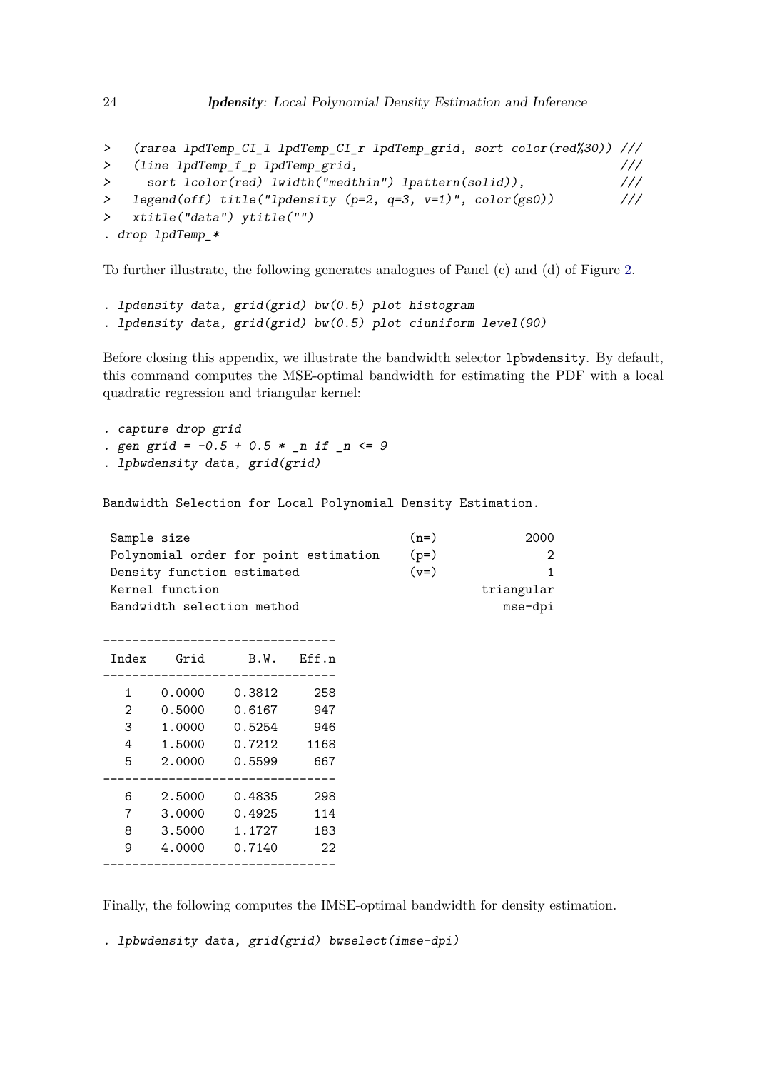```
>   (rarea lpdTemp_CI_l lpdTemp_CI_r lpdTemp_grid, sort color(red%30)) ///
>   (line lpdTemp_f_p lpdTemp_grid,                                     ///
>     sort lcolor(red) lwidth("medthin") lpattern(solid)),              ///
>   legend(off) title("lpdensity (p=2, q=3, v=1)", color(gs0))          ///
>   xtitle("data") ytitle("")
. drop lpdTemp_*
```

To further illustrate, the following generates analogues of Panel (c) and (d) of Figure 2.

```
. lpdensity data, grid(grid) bw(0.5) plot histogram
. lpdensity data, grid(grid) bw(0.5) plot ciuniform level(90)
```

Before closing this appendix, we illustrate the bandwidth selector `lpbwdensity`. By default, this command computes the MSE-optimal bandwidth for estimating the PDF with a local quadratic regression and triangular kernel:

```
. capture drop grid
. gen grid = -0.5 + 0.5 * _n if _n <= 9
. lpbwdensity data, grid(grid)
```

```
Bandwidth Selection for Local Polynomial Density Estimation.

 Sample size                              (n=)          2000
 Polynomial order for point estimation    (p=)             2
 Density function estimated               (v=)             1
 Kernel function                                  triangular
 Bandwidth selection method                          mse-dpi

--------------------------------
 Index    Grid      B.W.   Eff.n
--------------------------------
   1    0.0000    0.3812     258
   2    0.5000    0.6167     947
   3    1.0000    0.5254     946
   4    1.5000    0.7212    1168
   5    2.0000    0.5599     667
--------------------------------
   6    2.5000    0.4835     298
   7    3.0000    0.4925     114
   8    3.5000    1.1727     183
   9    4.0000    0.7140      22
--------------------------------
```

Finally, the following computes the IMSE-optimal bandwidth for density estimation.

```
. lpbwdensity data, grid(grid) bwselect(imse-dpi)
```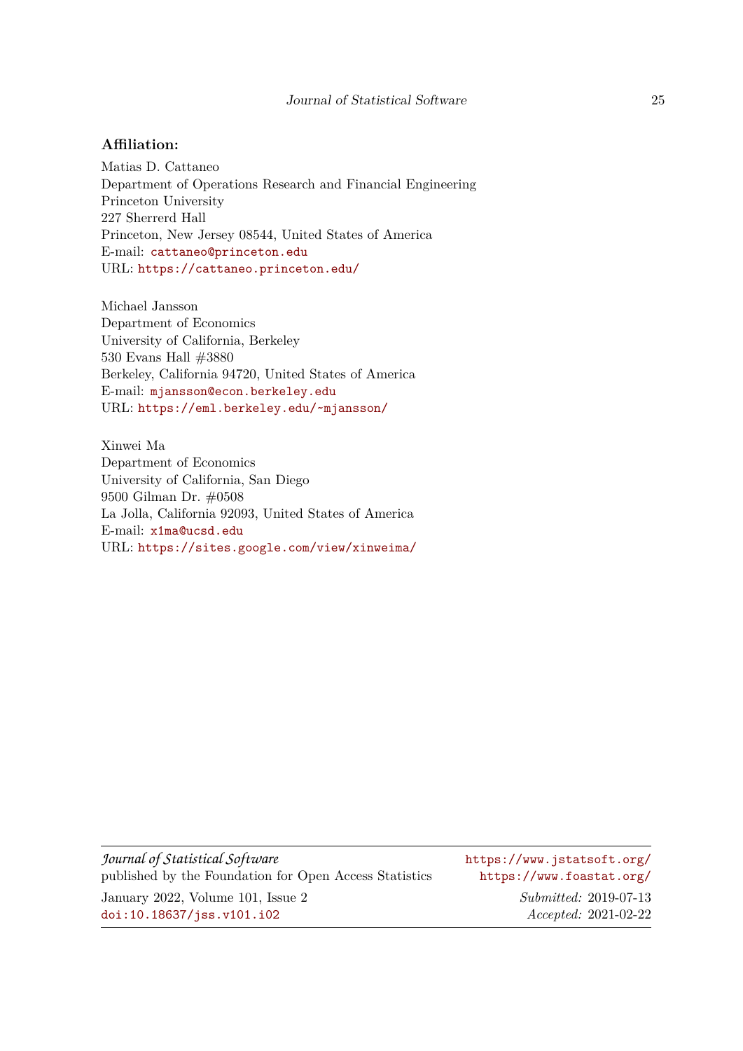**Affiliation:**

Matias D. Cattaneo
Department of Operations Research and Financial Engineering
Princeton University
227 Sherrerd Hall
Princeton, New Jersey 08544, United States of America
E-mail: cattaneo@princeton.edu
URL: https://cattaneo.princeton.edu/

Michael Jansson
Department of Economics
University of California, Berkeley
530 Evans Hall #3880
Berkeley, California 94720, United States of America
E-mail: mjansson@econ.berkeley.edu
URL: https://eml.berkeley.edu/~mjansson/

Xinwei Ma
Department of Economics
University of California, San Diego
9500 Gilman Dr. #0508
La Jolla, California 92093, United States of America
E-mail: x1ma@ucsd.edu
URL: https://sites.google.com/view/xinweima/

*Journal of Statistical Software* https://www.jstatsoft.org/
published by the Foundation for Open Access Statistics https://www.foastat.org/
January 2022, Volume 101, Issue 2 *Submitted:* 2019-07-13
doi:10.18637/jss.v101.i02 *Accepted:* 2021-02-22